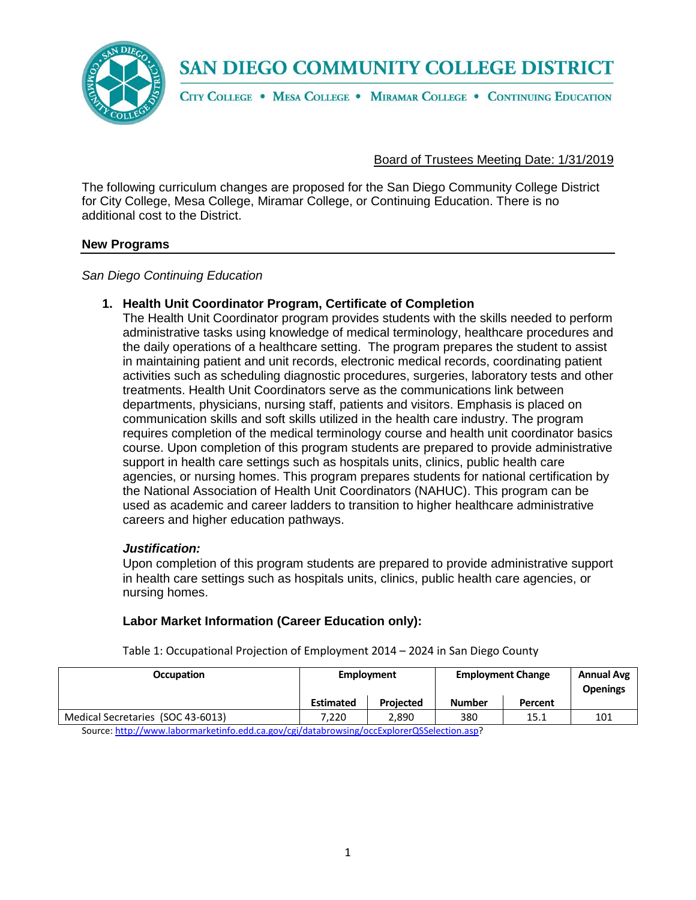# SAN DIEGO COMMUNITY COLLEGE DISTRICT

CITY COLLEGE • MESA COLLEGE • MIRAMAR COLLEGE • CONTINUING EDUCATION

Board of Trustees Meeting Date: 1/31/2019

The following curriculum changes are proposed for the San Diego Community College District for City College, Mesa College, Miramar College, or Continuing Education. There is no additional cost to the District.

## New Programs

*San Diego Continuing Education*

1. **Health Unit Coordinator Program, Certificate of Completion**
   The Health Unit Coordinator program provides students with the skills needed to perform administrative tasks using knowledge of medical terminology, healthcare procedures and the daily operations of a healthcare setting. The program prepares the student to assist in maintaining patient and unit records, electronic medical records, coordinating patient activities such as scheduling diagnostic procedures, surgeries, laboratory tests and other treatments. Health Unit Coordinators serve as the communications link between departments, physicians, nursing staff, patients and visitors. Emphasis is placed on communication skills and soft skills utilized in the health care industry. The program requires completion of the medical terminology course and health unit coordinator basics course. Upon completion of this program students are prepared to provide administrative support in health care settings such as hospitals units, clinics, public health care agencies, or nursing homes. This program prepares students for national certification by the National Association of Health Unit Coordinators (NAHUC). This program can be used as academic and career ladders to transition to higher healthcare administrative careers and higher education pathways.

   ***Justification:***
   Upon completion of this program students are prepared to provide administrative support in health care settings such as hospitals units, clinics, public health care agencies, or nursing homes.

   **Labor Market Information (Career Education only):**

   Table 1: Occupational Projection of Employment 2014 – 2024 in San Diego County

| Occupation | Employment | | Employment Change | | Annual Avg Openings |
|---|---|---|---|---|---|
| | Estimated | Projected | Number | Percent | |
| Medical Secretaries (SOC 43-6013) | 7,220 | 2,890 | 380 | 15.1 | 101 |

Source: http://www.labormarketinfo.edd.ca.gov/cgi/databrowsing/occExplorerQSSelection.asp?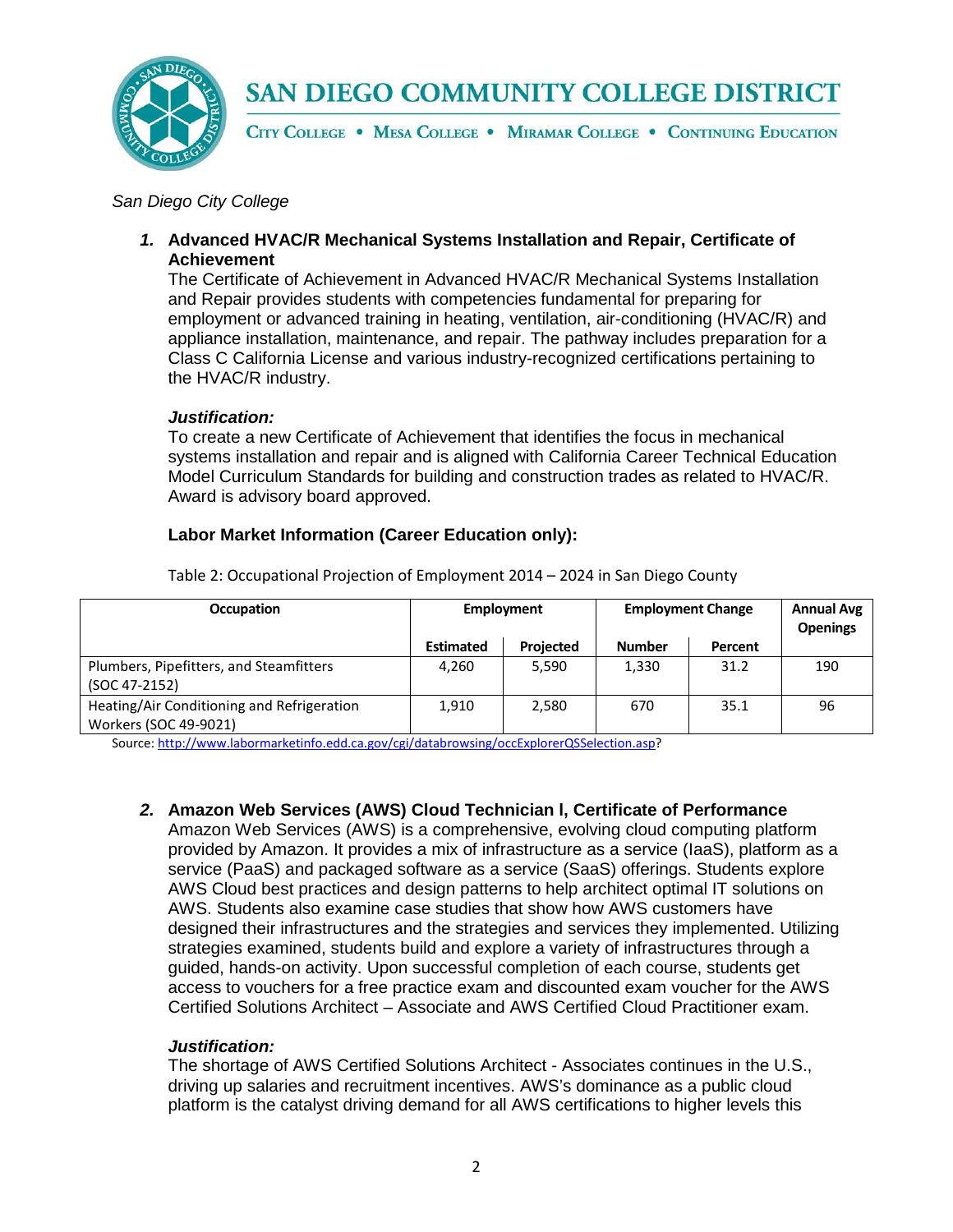# SAN DIEGO COMMUNITY COLLEGE DISTRICT

CITY COLLEGE • MESA COLLEGE • MIRAMAR COLLEGE • CONTINUING EDUCATION

*San Diego City College*

1. **Advanced HVAC/R Mechanical Systems Installation and Repair, Certificate of Achievement**

   The Certificate of Achievement in Advanced HVAC/R Mechanical Systems Installation and Repair provides students with competencies fundamental for preparing for employment or advanced training in heating, ventilation, air-conditioning (HVAC/R) and appliance installation, maintenance, and repair. The pathway includes preparation for a Class C California License and various industry-recognized certifications pertaining to the HVAC/R industry.

   ***Justification:***

   To create a new Certificate of Achievement that identifies the focus in mechanical systems installation and repair and is aligned with California Career Technical Education Model Curriculum Standards for building and construction trades as related to HVAC/R. Award is advisory board approved.

   **Labor Market Information (Career Education only):**

Table 2: Occupational Projection of Employment 2014 – 2024 in San Diego County

| Occupation | Employment | | Employment Change | | Annual Avg Openings |
|---|---|---|---|---|---|
| | Estimated | Projected | Number | Percent | |
| Plumbers, Pipefitters, and Steamfitters (SOC 47-2152) | 4,260 | 5,590 | 1,330 | 31.2 | 190 |
| Heating/Air Conditioning and Refrigeration Workers (SOC 49-9021) | 1,910 | 2,580 | 670 | 35.1 | 96 |

Source: http://www.labormarketinfo.edd.ca.gov/cgi/databrowsing/occExplorerQSSelection.asp?

2. **Amazon Web Services (AWS) Cloud Technician I, Certificate of Performance**

   Amazon Web Services (AWS) is a comprehensive, evolving cloud computing platform provided by Amazon. It provides a mix of infrastructure as a service (IaaS), platform as a service (PaaS) and packaged software as a service (SaaS) offerings. Students explore AWS Cloud best practices and design patterns to help architect optimal IT solutions on AWS. Students also examine case studies that show how AWS customers have designed their infrastructures and the strategies and services they implemented. Utilizing strategies examined, students build and explore a variety of infrastructures through a guided, hands-on activity. Upon successful completion of each course, students get access to vouchers for a free practice exam and discounted exam voucher for the AWS Certified Solutions Architect – Associate and AWS Certified Cloud Practitioner exam.

   ***Justification:***

   The shortage of AWS Certified Solutions Architect - Associates continues in the U.S., driving up salaries and recruitment incentives. AWS's dominance as a public cloud platform is the catalyst driving demand for all AWS certifications to higher levels this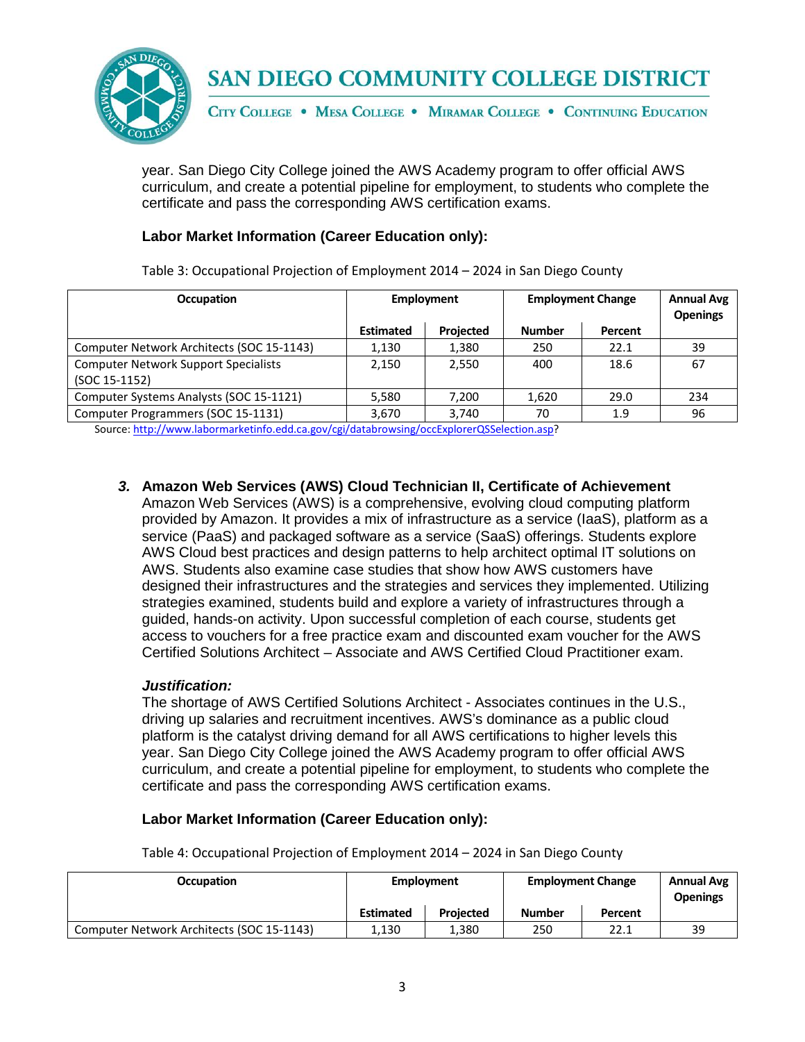year. San Diego City College joined the AWS Academy program to offer official AWS curriculum, and create a potential pipeline for employment, to students who complete the certificate and pass the corresponding AWS certification exams.

**Labor Market Information (Career Education only):**

Table 3: Occupational Projection of Employment 2014 – 2024 in San Diego County

| Occupation | Employment | | Employment Change | | Annual Avg Openings |
|---|---|---|---|---|---|
| | Estimated | Projected | Number | Percent | |
| Computer Network Architects (SOC 15-1143) | 1,130 | 1,380 | 250 | 22.1 | 39 |
| Computer Network Support Specialists (SOC 15-1152) | 2,150 | 2,550 | 400 | 18.6 | 67 |
| Computer Systems Analysts (SOC 15-1121) | 5,580 | 7,200 | 1,620 | 29.0 | 234 |
| Computer Programmers (SOC 15-1131) | 3,670 | 3,740 | 70 | 1.9 | 96 |

Source: http://www.labormarketinfo.edd.ca.gov/cgi/databrowsing/occExplorerQSSelection.asp?

***3.*** **Amazon Web Services (AWS) Cloud Technician II, Certificate of Achievement**

Amazon Web Services (AWS) is a comprehensive, evolving cloud computing platform provided by Amazon. It provides a mix of infrastructure as a service (IaaS), platform as a service (PaaS) and packaged software as a service (SaaS) offerings. Students explore AWS Cloud best practices and design patterns to help architect optimal IT solutions on AWS. Students also examine case studies that show how AWS customers have designed their infrastructures and the strategies and services they implemented. Utilizing strategies examined, students build and explore a variety of infrastructures through a guided, hands-on activity. Upon successful completion of each course, students get access to vouchers for a free practice exam and discounted exam voucher for the AWS Certified Solutions Architect – Associate and AWS Certified Cloud Practitioner exam.

***Justification:***

The shortage of AWS Certified Solutions Architect - Associates continues in the U.S., driving up salaries and recruitment incentives. AWS's dominance as a public cloud platform is the catalyst driving demand for all AWS certifications to higher levels this year. San Diego City College joined the AWS Academy program to offer official AWS curriculum, and create a potential pipeline for employment, to students who complete the certificate and pass the corresponding AWS certification exams.

**Labor Market Information (Career Education only):**

Table 4: Occupational Projection of Employment 2014 – 2024 in San Diego County

| Occupation | Employment | | Employment Change | | Annual Avg Openings |
|---|---|---|---|---|---|
| | Estimated | Projected | Number | Percent | |
| Computer Network Architects (SOC 15-1143) | 1,130 | 1,380 | 250 | 22.1 | 39 |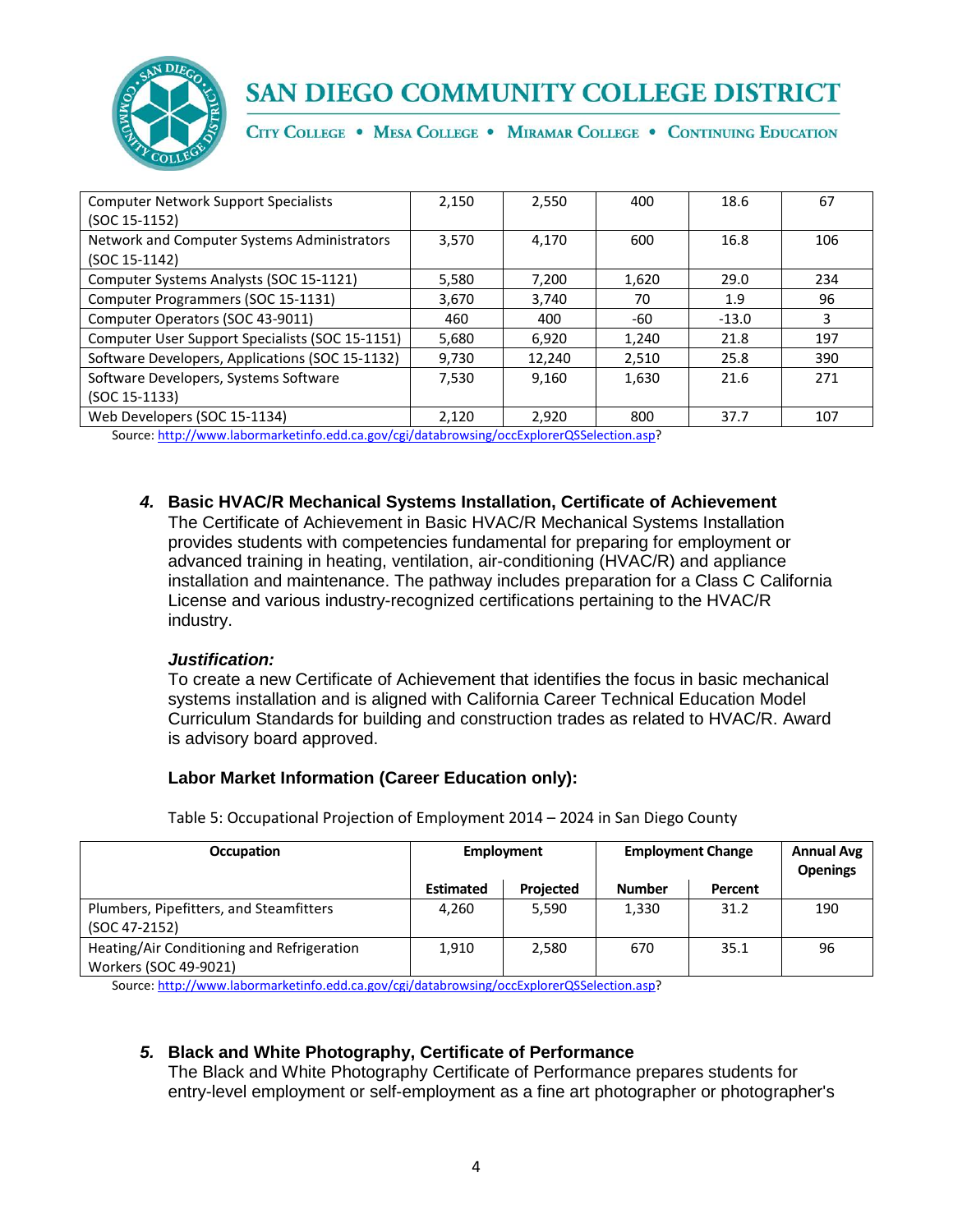| Computer Network Support Specialists (SOC 15-1152) | 2,150 | 2,550 | 400 | 18.6 | 67 |
|---|---|---|---|---|---|
| Network and Computer Systems Administrators (SOC 15-1142) | 3,570 | 4,170 | 600 | 16.8 | 106 |
| Computer Systems Analysts (SOC 15-1121) | 5,580 | 7,200 | 1,620 | 29.0 | 234 |
| Computer Programmers (SOC 15-1131) | 3,670 | 3,740 | 70 | 1.9 | 96 |
| Computer Operators (SOC 43-9011) | 460 | 400 | -60 | -13.0 | 3 |
| Computer User Support Specialists (SOC 15-1151) | 5,680 | 6,920 | 1,240 | 21.8 | 197 |
| Software Developers, Applications (SOC 15-1132) | 9,730 | 12,240 | 2,510 | 25.8 | 390 |
| Software Developers, Systems Software (SOC 15-1133) | 7,530 | 9,160 | 1,630 | 21.6 | 271 |
| Web Developers (SOC 15-1134) | 2,120 | 2,920 | 800 | 37.7 | 107 |

Source: http://www.labormarketinfo.edd.ca.gov/cgi/databrowsing/occExplorerQSSelection.asp?

4. **Basic HVAC/R Mechanical Systems Installation, Certificate of Achievement**

The Certificate of Achievement in Basic HVAC/R Mechanical Systems Installation provides students with competencies fundamental for preparing for employment or advanced training in heating, ventilation, air-conditioning (HVAC/R) and appliance installation and maintenance. The pathway includes preparation for a Class C California License and various industry-recognized certifications pertaining to the HVAC/R industry.

***Justification:***

To create a new Certificate of Achievement that identifies the focus in basic mechanical systems installation and is aligned with California Career Technical Education Model Curriculum Standards for building and construction trades as related to HVAC/R. Award is advisory board approved.

**Labor Market Information (Career Education only):**

Table 5: Occupational Projection of Employment 2014 – 2024 in San Diego County

| Occupation | Employment | | Employment Change | | Annual Avg Openings |
|---|---|---|---|---|---|
| | Estimated | Projected | Number | Percent | |
| Plumbers, Pipefitters, and Steamfitters (SOC 47-2152) | 4,260 | 5,590 | 1,330 | 31.2 | 190 |
| Heating/Air Conditioning and Refrigeration Workers (SOC 49-9021) | 1,910 | 2,580 | 670 | 35.1 | 96 |

Source: http://www.labormarketinfo.edd.ca.gov/cgi/databrowsing/occExplorerQSSelection.asp?

5. **Black and White Photography, Certificate of Performance**

The Black and White Photography Certificate of Performance prepares students for entry-level employment or self-employment as a fine art photographer or photographer's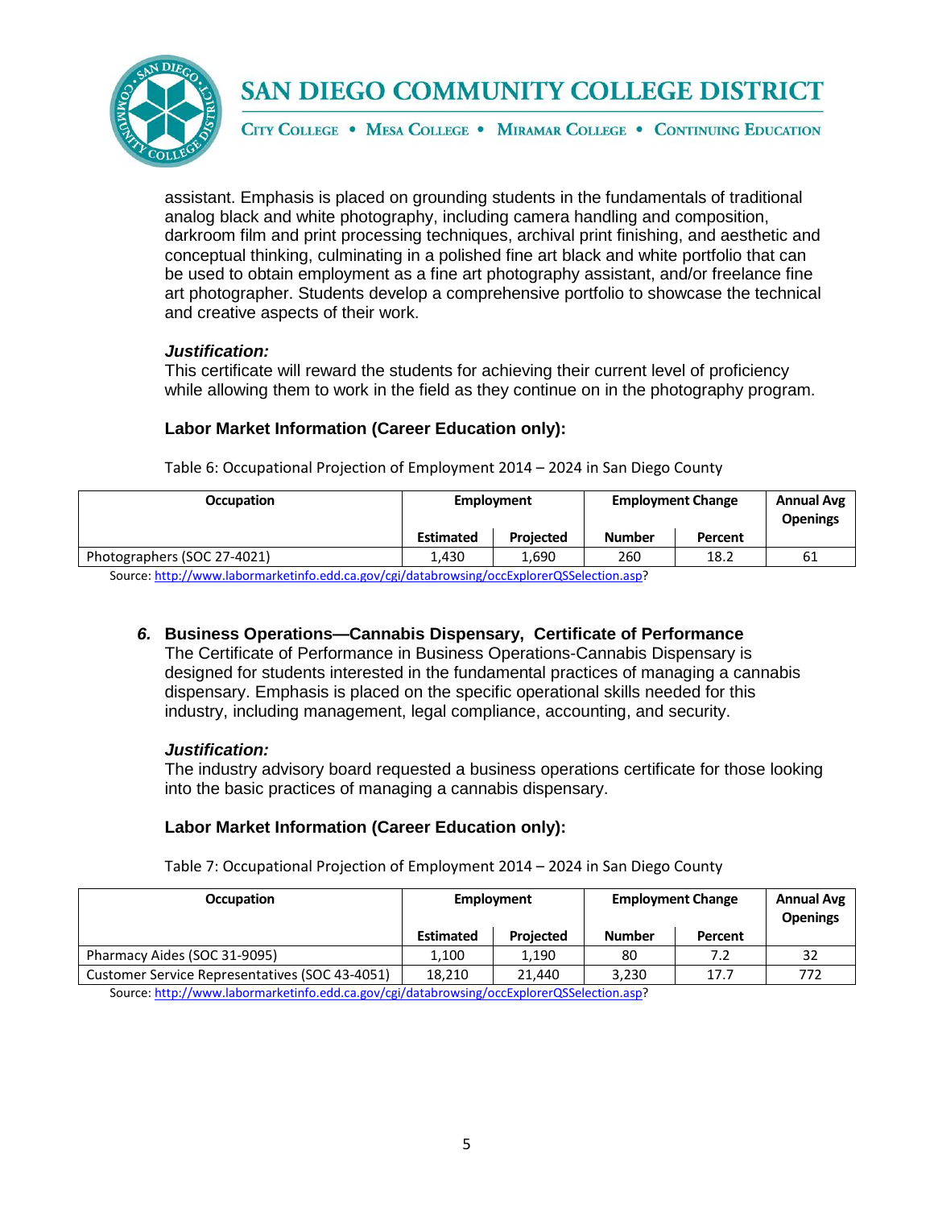assistant. Emphasis is placed on grounding students in the fundamentals of traditional analog black and white photography, including camera handling and composition, darkroom film and print processing techniques, archival print finishing, and aesthetic and conceptual thinking, culminating in a polished fine art black and white portfolio that can be used to obtain employment as a fine art photography assistant, and/or freelance fine art photographer. Students develop a comprehensive portfolio to showcase the technical and creative aspects of their work.

***Justification:***
This certificate will reward the students for achieving their current level of proficiency while allowing them to work in the field as they continue on in the photography program.

**Labor Market Information (Career Education only):**

Table 6: Occupational Projection of Employment 2014 – 2024 in San Diego County

| Occupation | Employment | | Employment Change | | Annual Avg Openings |
|---|---|---|---|---|---|
| | Estimated | Projected | Number | Percent | |
| Photographers (SOC 27-4021) | 1,430 | 1,690 | 260 | 18.2 | 61 |

Source: http://www.labormarketinfo.edd.ca.gov/cgi/databrowsing/occExplorerQSSelection.asp?

### 6. Business Operations—Cannabis Dispensary, Certificate of Performance

The Certificate of Performance in Business Operations-Cannabis Dispensary is designed for students interested in the fundamental practices of managing a cannabis dispensary. Emphasis is placed on the specific operational skills needed for this industry, including management, legal compliance, accounting, and security.

***Justification:***
The industry advisory board requested a business operations certificate for those looking into the basic practices of managing a cannabis dispensary.

**Labor Market Information (Career Education only):**

Table 7: Occupational Projection of Employment 2014 – 2024 in San Diego County

| Occupation | Employment | | Employment Change | | Annual Avg Openings |
|---|---|---|---|---|---|
| | Estimated | Projected | Number | Percent | |
| Pharmacy Aides (SOC 31-9095) | 1,100 | 1,190 | 80 | 7.2 | 32 |
| Customer Service Representatives (SOC 43-4051) | 18,210 | 21,440 | 3,230 | 17.7 | 772 |

Source: http://www.labormarketinfo.edd.ca.gov/cgi/databrowsing/occExplorerQSSelection.asp?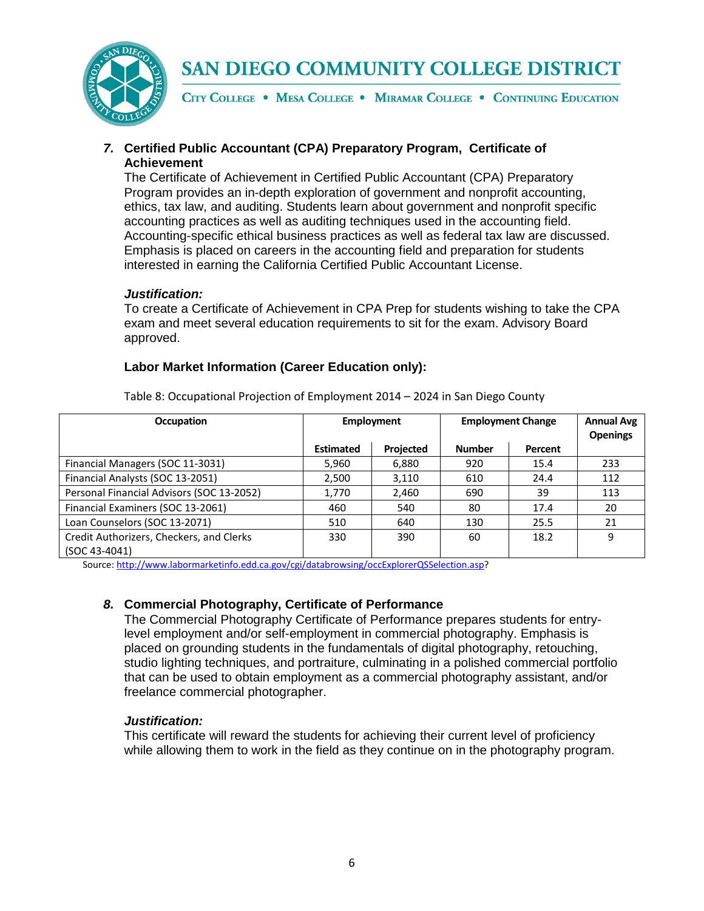### 7. Certified Public Accountant (CPA) Preparatory Program, Certificate of Achievement

The Certificate of Achievement in Certified Public Accountant (CPA) Preparatory Program provides an in-depth exploration of government and nonprofit accounting, ethics, tax law, and auditing. Students learn about government and nonprofit specific accounting practices as well as auditing techniques used in the accounting field. Accounting-specific ethical business practices as well as federal tax law are discussed. Emphasis is placed on careers in the accounting field and preparation for students interested in earning the California Certified Public Accountant License.

***Justification:***
To create a Certificate of Achievement in CPA Prep for students wishing to take the CPA exam and meet several education requirements to sit for the exam. Advisory Board approved.

**Labor Market Information (Career Education only):**

Table 8: Occupational Projection of Employment 2014 – 2024 in San Diego County

| Occupation | Employment | | Employment Change | | Annual Avg Openings |
|---|---|---|---|---|---|
| | Estimated | Projected | Number | Percent | |
| Financial Managers (SOC 11-3031) | 5,960 | 6,880 | 920 | 15.4 | 233 |
| Financial Analysts (SOC 13-2051) | 2,500 | 3,110 | 610 | 24.4 | 112 |
| Personal Financial Advisors (SOC 13-2052) | 1,770 | 2,460 | 690 | 39 | 113 |
| Financial Examiners (SOC 13-2061) | 460 | 540 | 80 | 17.4 | 20 |
| Loan Counselors (SOC 13-2071) | 510 | 640 | 130 | 25.5 | 21 |
| Credit Authorizers, Checkers, and Clerks (SOC 43-4041) | 330 | 390 | 60 | 18.2 | 9 |

Source: http://www.labormarketinfo.edd.ca.gov/cgi/databrowsing/occExplorerQSSelection.asp?

### 8. Commercial Photography, Certificate of Performance

The Commercial Photography Certificate of Performance prepares students for entry-level employment and/or self-employment in commercial photography. Emphasis is placed on grounding students in the fundamentals of digital photography, retouching, studio lighting techniques, and portraiture, culminating in a polished commercial portfolio that can be used to obtain employment as a commercial photography assistant, and/or freelance commercial photographer.

***Justification:***
This certificate will reward the students for achieving their current level of proficiency while allowing them to work in the field as they continue on in the photography program.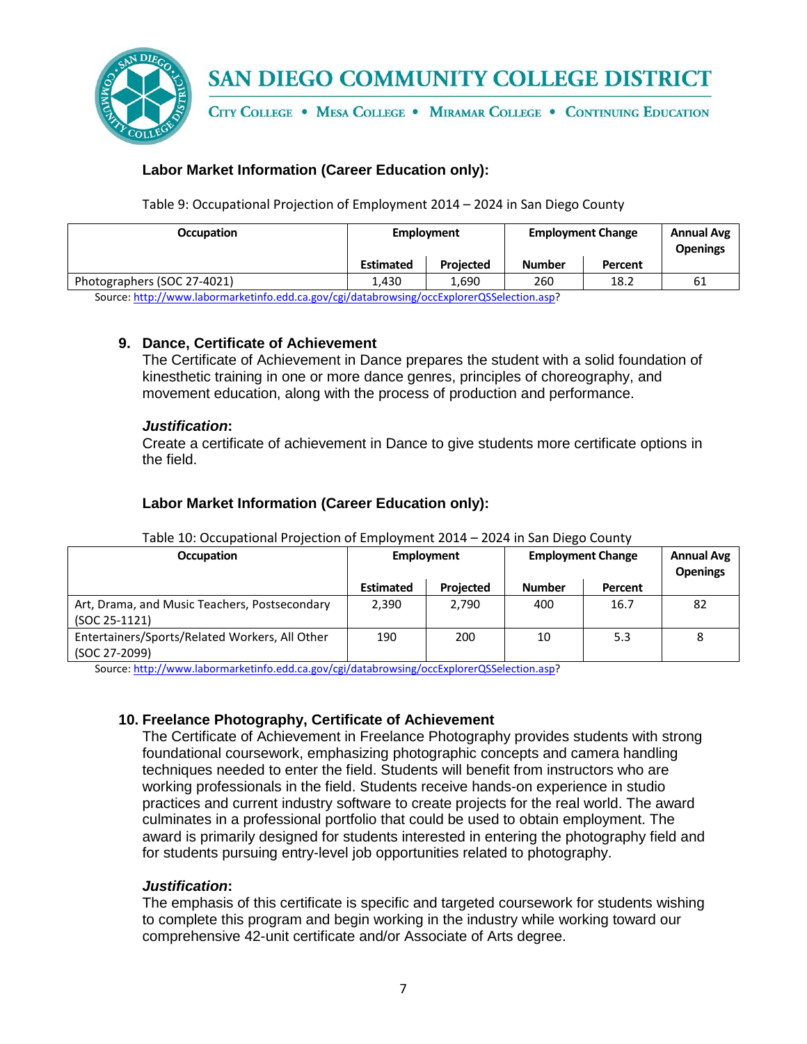**Labor Market Information (Career Education only):**

Table 9: Occupational Projection of Employment 2014 – 2024 in San Diego County

| Occupation | Employment | | Employment Change | | Annual Avg Openings |
|---|---|---|---|---|---|
| | Estimated | Projected | Number | Percent | |
| Photographers (SOC 27-4021) | 1,430 | 1,690 | 260 | 18.2 | 61 |

Source: http://www.labormarketinfo.edd.ca.gov/cgi/databrowsing/occExplorerQSSelection.asp?

## 9. Dance, Certificate of Achievement

The Certificate of Achievement in Dance prepares the student with a solid foundation of kinesthetic training in one or more dance genres, principles of choreography, and movement education, along with the process of production and performance.

***Justification*:**
Create a certificate of achievement in Dance to give students more certificate options in the field.

**Labor Market Information (Career Education only):**

Table 10: Occupational Projection of Employment 2014 – 2024 in San Diego County

| Occupation | Employment | | Employment Change | | Annual Avg Openings |
|---|---|---|---|---|---|
| | Estimated | Projected | Number | Percent | |
| Art, Drama, and Music Teachers, Postsecondary (SOC 25-1121) | 2,390 | 2,790 | 400 | 16.7 | 82 |
| Entertainers/Sports/Related Workers, All Other (SOC 27-2099) | 190 | 200 | 10 | 5.3 | 8 |

Source: http://www.labormarketinfo.edd.ca.gov/cgi/databrowsing/occExplorerQSSelection.asp?

## 10. Freelance Photography, Certificate of Achievement

The Certificate of Achievement in Freelance Photography provides students with strong foundational coursework, emphasizing photographic concepts and camera handling techniques needed to enter the field. Students will benefit from instructors who are working professionals in the field. Students receive hands-on experience in studio practices and current industry software to create projects for the real world. The award culminates in a professional portfolio that could be used to obtain employment. The award is primarily designed for students interested in entering the photography field and for students pursuing entry-level job opportunities related to photography.

***Justification*:**
The emphasis of this certificate is specific and targeted coursework for students wishing to complete this program and begin working in the industry while working toward our comprehensive 42-unit certificate and/or Associate of Arts degree.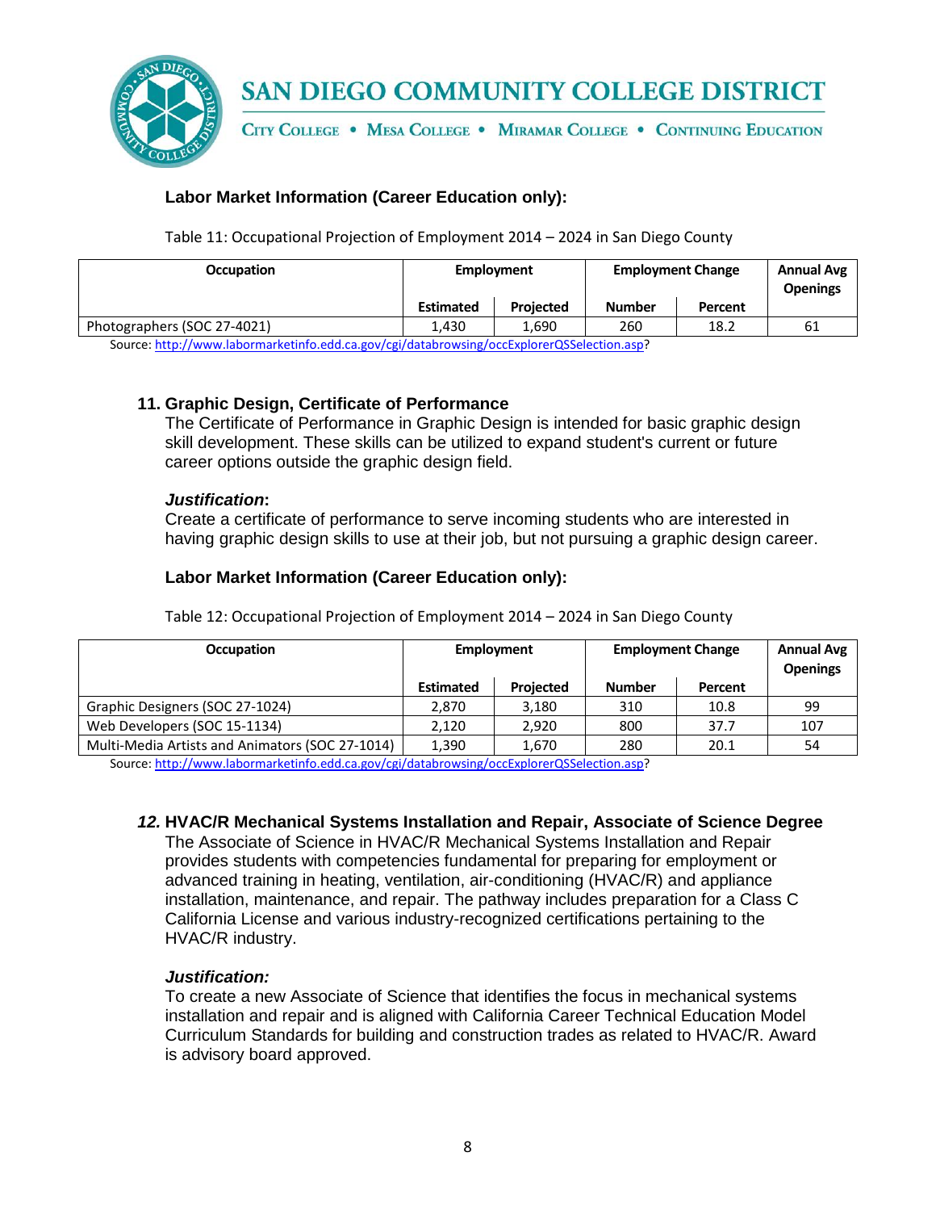### Labor Market Information (Career Education only):

Table 11: Occupational Projection of Employment 2014 – 2024 in San Diego County

| Occupation | Employment | | Employment Change | | Annual Avg Openings |
|---|---|---|---|---|---|
| | Estimated | Projected | Number | Percent | |
| Photographers (SOC 27-4021) | 1,430 | 1,690 | 260 | 18.2 | 61 |

Source: http://www.labormarketinfo.edd.ca.gov/cgi/databrowsing/occExplorerQSSelection.asp?

### 11. Graphic Design, Certificate of Performance

The Certificate of Performance in Graphic Design is intended for basic graphic design skill development. These skills can be utilized to expand student's current or future career options outside the graphic design field.

***Justification*:**

Create a certificate of performance to serve incoming students who are interested in having graphic design skills to use at their job, but not pursuing a graphic design career.

### Labor Market Information (Career Education only):

Table 12: Occupational Projection of Employment 2014 – 2024 in San Diego County

| Occupation | Employment | | Employment Change | | Annual Avg Openings |
|---|---|---|---|---|---|
| | Estimated | Projected | Number | Percent | |
| Graphic Designers (SOC 27-1024) | 2,870 | 3,180 | 310 | 10.8 | 99 |
| Web Developers (SOC 15-1134) | 2,120 | 2,920 | 800 | 37.7 | 107 |
| Multi-Media Artists and Animators (SOC 27-1014) | 1,390 | 1,670 | 280 | 20.1 | 54 |

Source: http://www.labormarketinfo.edd.ca.gov/cgi/databrowsing/occExplorerQSSelection.asp?

### *12.* HVAC/R Mechanical Systems Installation and Repair, Associate of Science Degree

The Associate of Science in HVAC/R Mechanical Systems Installation and Repair provides students with competencies fundamental for preparing for employment or advanced training in heating, ventilation, air-conditioning (HVAC/R) and appliance installation, maintenance, and repair. The pathway includes preparation for a Class C California License and various industry-recognized certifications pertaining to the HVAC/R industry.

***Justification:***

To create a new Associate of Science that identifies the focus in mechanical systems installation and repair and is aligned with California Career Technical Education Model Curriculum Standards for building and construction trades as related to HVAC/R. Award is advisory board approved.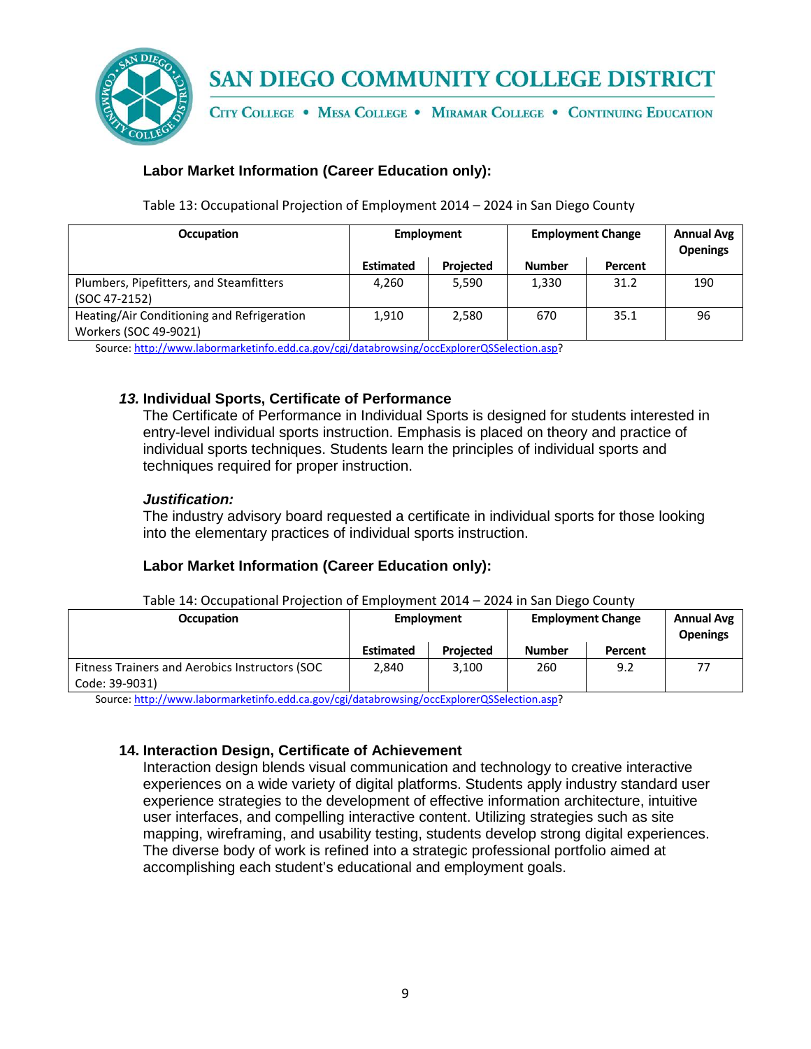### Labor Market Information (Career Education only):

Table 13: Occupational Projection of Employment 2014 – 2024 in San Diego County

| Occupation | Employment | | Employment Change | | Annual Avg Openings |
|---|---|---|---|---|---|
| | Estimated | Projected | Number | Percent | |
| Plumbers, Pipefitters, and Steamfitters (SOC 47-2152) | 4,260 | 5,590 | 1,330 | 31.2 | 190 |
| Heating/Air Conditioning and Refrigeration Workers (SOC 49-9021) | 1,910 | 2,580 | 670 | 35.1 | 96 |

Source: http://www.labormarketinfo.edd.ca.gov/cgi/databrowsing/occExplorerQSSelection.asp?

### *13.* Individual Sports, Certificate of Performance

The Certificate of Performance in Individual Sports is designed for students interested in entry-level individual sports instruction. Emphasis is placed on theory and practice of individual sports techniques. Students learn the principles of individual sports and techniques required for proper instruction.

***Justification:***

The industry advisory board requested a certificate in individual sports for those looking into the elementary practices of individual sports instruction.

### Labor Market Information (Career Education only):

Table 14: Occupational Projection of Employment 2014 – 2024 in San Diego County

| Occupation | Employment | | Employment Change | | Annual Avg Openings |
|---|---|---|---|---|---|
| | Estimated | Projected | Number | Percent | |
| Fitness Trainers and Aerobics Instructors (SOC Code: 39-9031) | 2,840 | 3,100 | 260 | 9.2 | 77 |

Source: http://www.labormarketinfo.edd.ca.gov/cgi/databrowsing/occExplorerQSSelection.asp?

### 14. Interaction Design, Certificate of Achievement

Interaction design blends visual communication and technology to creative interactive experiences on a wide variety of digital platforms. Students apply industry standard user experience strategies to the development of effective information architecture, intuitive user interfaces, and compelling interactive content. Utilizing strategies such as site mapping, wireframing, and usability testing, students develop strong digital experiences. The diverse body of work is refined into a strategic professional portfolio aimed at accomplishing each student's educational and employment goals.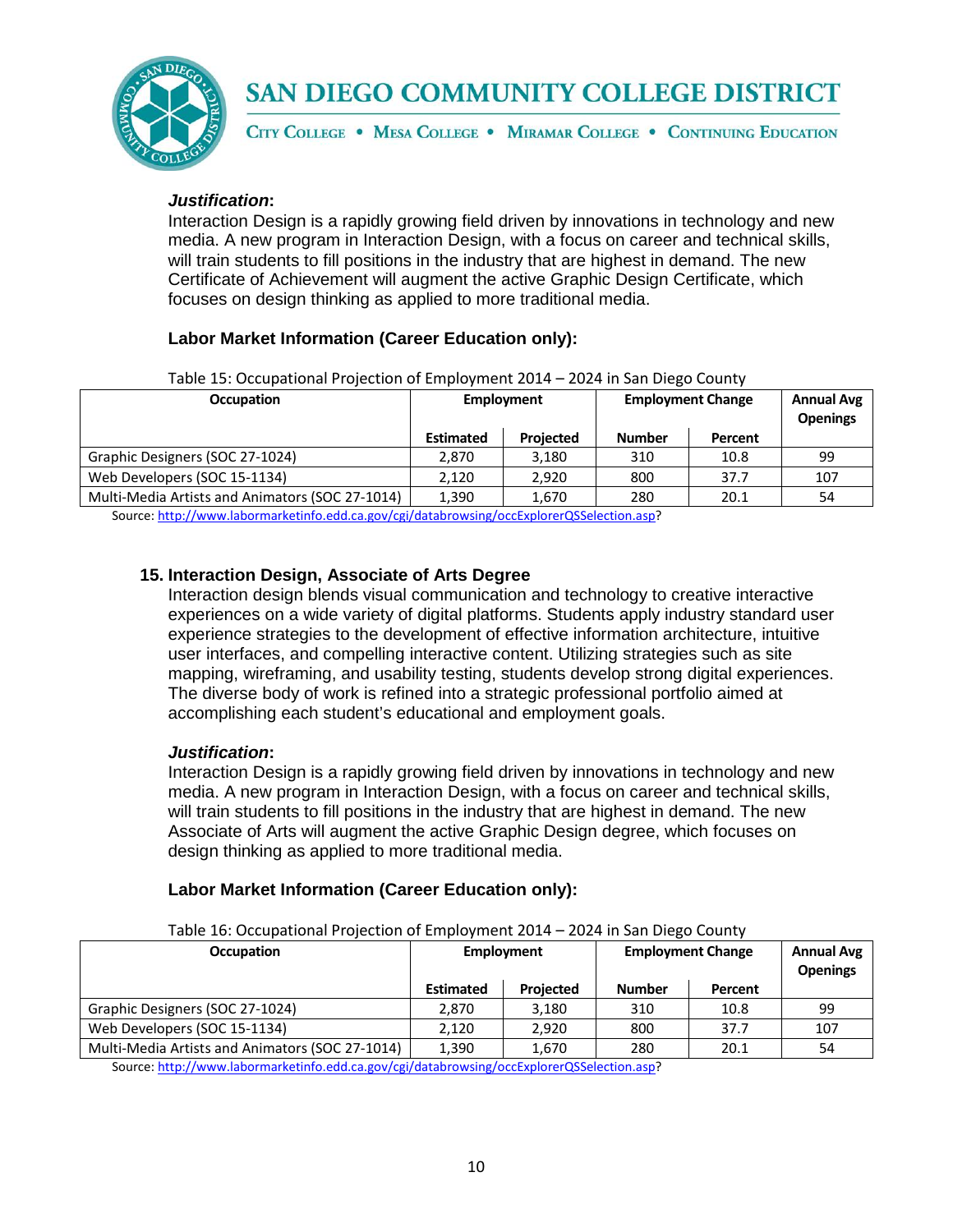***Justification*:**
Interaction Design is a rapidly growing field driven by innovations in technology and new media. A new program in Interaction Design, with a focus on career and technical skills, will train students to fill positions in the industry that are highest in demand. The new Certificate of Achievement will augment the active Graphic Design Certificate, which focuses on design thinking as applied to more traditional media.

**Labor Market Information (Career Education only):**

Table 15: Occupational Projection of Employment 2014 – 2024 in San Diego County

| Occupation | Employment | | Employment Change | | Annual Avg Openings |
|---|---|---|---|---|---|
| | Estimated | Projected | Number | Percent | |
| Graphic Designers (SOC 27-1024) | 2,870 | 3,180 | 310 | 10.8 | 99 |
| Web Developers (SOC 15-1134) | 2,120 | 2,920 | 800 | 37.7 | 107 |
| Multi-Media Artists and Animators (SOC 27-1014) | 1,390 | 1,670 | 280 | 20.1 | 54 |

Source: http://www.labormarketinfo.edd.ca.gov/cgi/databrowsing/occExplorerQSSelection.asp?

### 15. Interaction Design, Associate of Arts Degree

Interaction design blends visual communication and technology to creative interactive experiences on a wide variety of digital platforms. Students apply industry standard user experience strategies to the development of effective information architecture, intuitive user interfaces, and compelling interactive content. Utilizing strategies such as site mapping, wireframing, and usability testing, students develop strong digital experiences. The diverse body of work is refined into a strategic professional portfolio aimed at accomplishing each student's educational and employment goals.

***Justification*:**
Interaction Design is a rapidly growing field driven by innovations in technology and new media. A new program in Interaction Design, with a focus on career and technical skills, will train students to fill positions in the industry that are highest in demand. The new Associate of Arts will augment the active Graphic Design degree, which focuses on design thinking as applied to more traditional media.

**Labor Market Information (Career Education only):**

Table 16: Occupational Projection of Employment 2014 – 2024 in San Diego County

| Occupation | Employment | | Employment Change | | Annual Avg Openings |
|---|---|---|---|---|---|
| | Estimated | Projected | Number | Percent | |
| Graphic Designers (SOC 27-1024) | 2,870 | 3,180 | 310 | 10.8 | 99 |
| Web Developers (SOC 15-1134) | 2,120 | 2,920 | 800 | 37.7 | 107 |
| Multi-Media Artists and Animators (SOC 27-1014) | 1,390 | 1,670 | 280 | 20.1 | 54 |

Source: http://www.labormarketinfo.edd.ca.gov/cgi/databrowsing/occExplorerQSSelection.asp?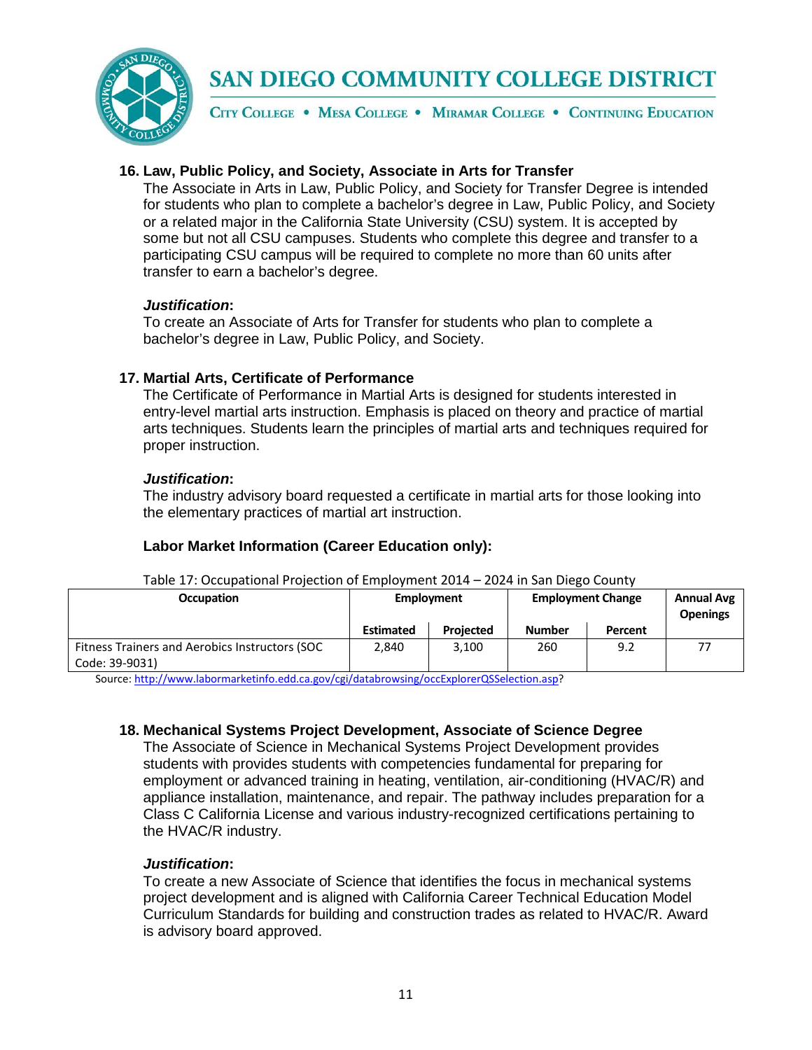### 16. Law, Public Policy, and Society, Associate in Arts for Transfer

The Associate in Arts in Law, Public Policy, and Society for Transfer Degree is intended for students who plan to complete a bachelor's degree in Law, Public Policy, and Society or a related major in the California State University (CSU) system. It is accepted by some but not all CSU campuses. Students who complete this degree and transfer to a participating CSU campus will be required to complete no more than 60 units after transfer to earn a bachelor's degree.

***Justification*:**

To create an Associate of Arts for Transfer for students who plan to complete a bachelor's degree in Law, Public Policy, and Society.

### 17. Martial Arts, Certificate of Performance

The Certificate of Performance in Martial Arts is designed for students interested in entry-level martial arts instruction. Emphasis is placed on theory and practice of martial arts techniques. Students learn the principles of martial arts and techniques required for proper instruction.

***Justification*:**

The industry advisory board requested a certificate in martial arts for those looking into the elementary practices of martial art instruction.

**Labor Market Information (Career Education only):**

Table 17: Occupational Projection of Employment 2014 – 2024 in San Diego County

| Occupation | Employment | | Employment Change | | Annual Avg Openings |
|---|---|---|---|---|---|
| | Estimated | Projected | Number | Percent | |
| Fitness Trainers and Aerobics Instructors (SOC Code: 39-9031) | 2,840 | 3,100 | 260 | 9.2 | 77 |

Source: http://www.labormarketinfo.edd.ca.gov/cgi/databrowsing/occExplorerQSSelection.asp?

### 18. Mechanical Systems Project Development, Associate of Science Degree

The Associate of Science in Mechanical Systems Project Development provides students with provides students with competencies fundamental for preparing for employment or advanced training in heating, ventilation, air-conditioning (HVAC/R) and appliance installation, maintenance, and repair. The pathway includes preparation for a Class C California License and various industry-recognized certifications pertaining to the HVAC/R industry.

***Justification*:**

To create a new Associate of Science that identifies the focus in mechanical systems project development and is aligned with California Career Technical Education Model Curriculum Standards for building and construction trades as related to HVAC/R. Award is advisory board approved.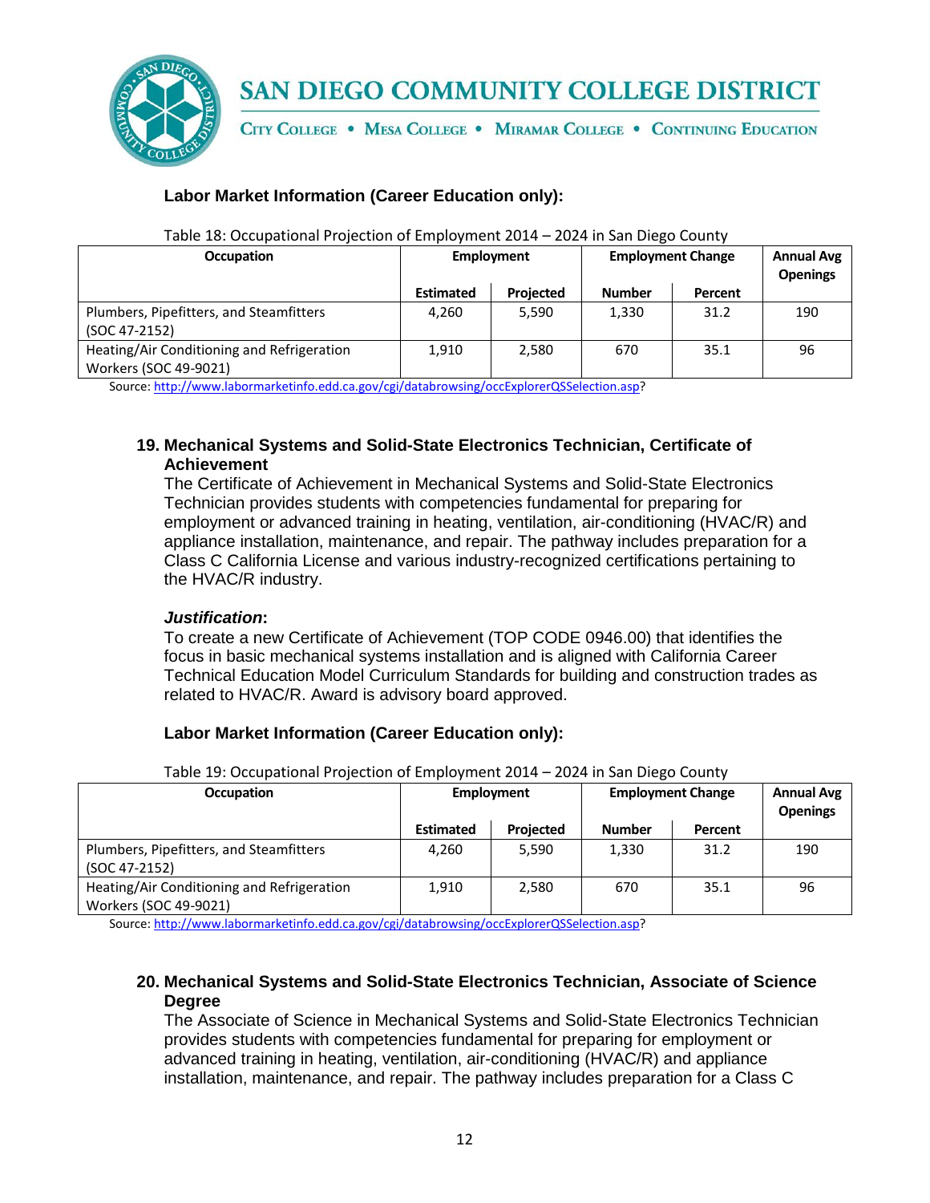**Labor Market Information (Career Education only):**

Table 18: Occupational Projection of Employment 2014 – 2024 in San Diego County

| Occupation | Employment | | Employment Change | | Annual Avg Openings |
|---|---|---|---|---|---|
| | Estimated | Projected | Number | Percent | |
| Plumbers, Pipefitters, and Steamfitters (SOC 47-2152) | 4,260 | 5,590 | 1,330 | 31.2 | 190 |
| Heating/Air Conditioning and Refrigeration Workers (SOC 49-9021) | 1,910 | 2,580 | 670 | 35.1 | 96 |

Source: http://www.labormarketinfo.edd.ca.gov/cgi/databrowsing/occExplorerQSSelection.asp?

### 19. Mechanical Systems and Solid-State Electronics Technician, Certificate of Achievement

The Certificate of Achievement in Mechanical Systems and Solid-State Electronics Technician provides students with competencies fundamental for preparing for employment or advanced training in heating, ventilation, air-conditioning (HVAC/R) and appliance installation, maintenance, and repair. The pathway includes preparation for a Class C California License and various industry-recognized certifications pertaining to the HVAC/R industry.

***Justification*:**

To create a new Certificate of Achievement (TOP CODE 0946.00) that identifies the focus in basic mechanical systems installation and is aligned with California Career Technical Education Model Curriculum Standards for building and construction trades as related to HVAC/R. Award is advisory board approved.

**Labor Market Information (Career Education only):**

Table 19: Occupational Projection of Employment 2014 – 2024 in San Diego County

| Occupation | Employment | | Employment Change | | Annual Avg Openings |
|---|---|---|---|---|---|
| | Estimated | Projected | Number | Percent | |
| Plumbers, Pipefitters, and Steamfitters (SOC 47-2152) | 4,260 | 5,590 | 1,330 | 31.2 | 190 |
| Heating/Air Conditioning and Refrigeration Workers (SOC 49-9021) | 1,910 | 2,580 | 670 | 35.1 | 96 |

Source: http://www.labormarketinfo.edd.ca.gov/cgi/databrowsing/occExplorerQSSelection.asp?

### 20. Mechanical Systems and Solid-State Electronics Technician, Associate of Science Degree

The Associate of Science in Mechanical Systems and Solid-State Electronics Technician provides students with competencies fundamental for preparing for employment or advanced training in heating, ventilation, air-conditioning (HVAC/R) and appliance installation, maintenance, and repair. The pathway includes preparation for a Class C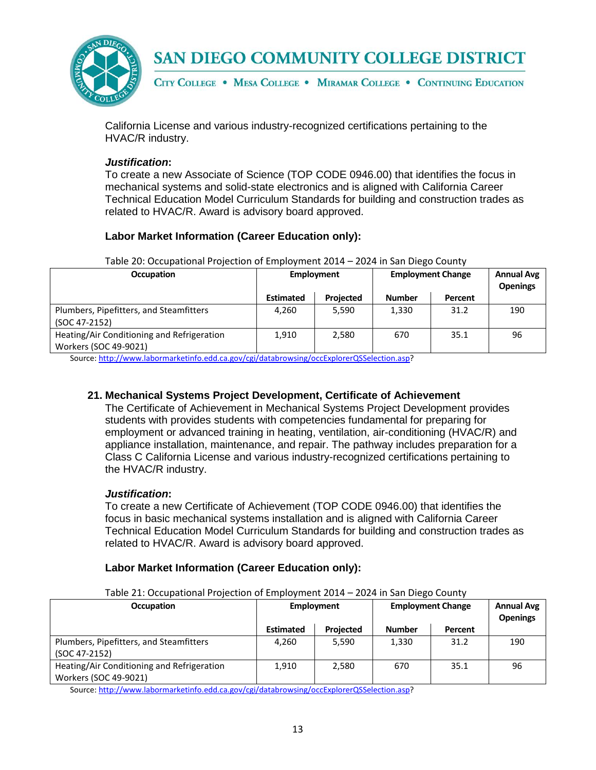California License and various industry-recognized certifications pertaining to the HVAC/R industry.

***Justification*:**
To create a new Associate of Science (TOP CODE 0946.00) that identifies the focus in mechanical systems and solid-state electronics and is aligned with California Career Technical Education Model Curriculum Standards for building and construction trades as related to HVAC/R. Award is advisory board approved.

**Labor Market Information (Career Education only):**

Table 20: Occupational Projection of Employment 2014 – 2024 in San Diego County

| Occupation | Employment | | Employment Change | | Annual Avg Openings |
|---|---|---|---|---|---|
| | Estimated | Projected | Number | Percent | |
| Plumbers, Pipefitters, and Steamfitters (SOC 47-2152) | 4,260 | 5,590 | 1,330 | 31.2 | 190 |
| Heating/Air Conditioning and Refrigeration Workers (SOC 49-9021) | 1,910 | 2,580 | 670 | 35.1 | 96 |

Source: http://www.labormarketinfo.edd.ca.gov/cgi/databrowsing/occExplorerQSSelection.asp?

### 21. Mechanical Systems Project Development, Certificate of Achievement

The Certificate of Achievement in Mechanical Systems Project Development provides students with provides students with competencies fundamental for preparing for employment or advanced training in heating, ventilation, air-conditioning (HVAC/R) and appliance installation, maintenance, and repair. The pathway includes preparation for a Class C California License and various industry-recognized certifications pertaining to the HVAC/R industry.

***Justification*:**
To create a new Certificate of Achievement (TOP CODE 0946.00) that identifies the focus in basic mechanical systems installation and is aligned with California Career Technical Education Model Curriculum Standards for building and construction trades as related to HVAC/R. Award is advisory board approved.

**Labor Market Information (Career Education only):**

Table 21: Occupational Projection of Employment 2014 – 2024 in San Diego County

| Occupation | Employment | | Employment Change | | Annual Avg Openings |
|---|---|---|---|---|---|
| | Estimated | Projected | Number | Percent | |
| Plumbers, Pipefitters, and Steamfitters (SOC 47-2152) | 4,260 | 5,590 | 1,330 | 31.2 | 190 |
| Heating/Air Conditioning and Refrigeration Workers (SOC 49-9021) | 1,910 | 2,580 | 670 | 35.1 | 96 |

Source: http://www.labormarketinfo.edd.ca.gov/cgi/databrowsing/occExplorerQSSelection.asp?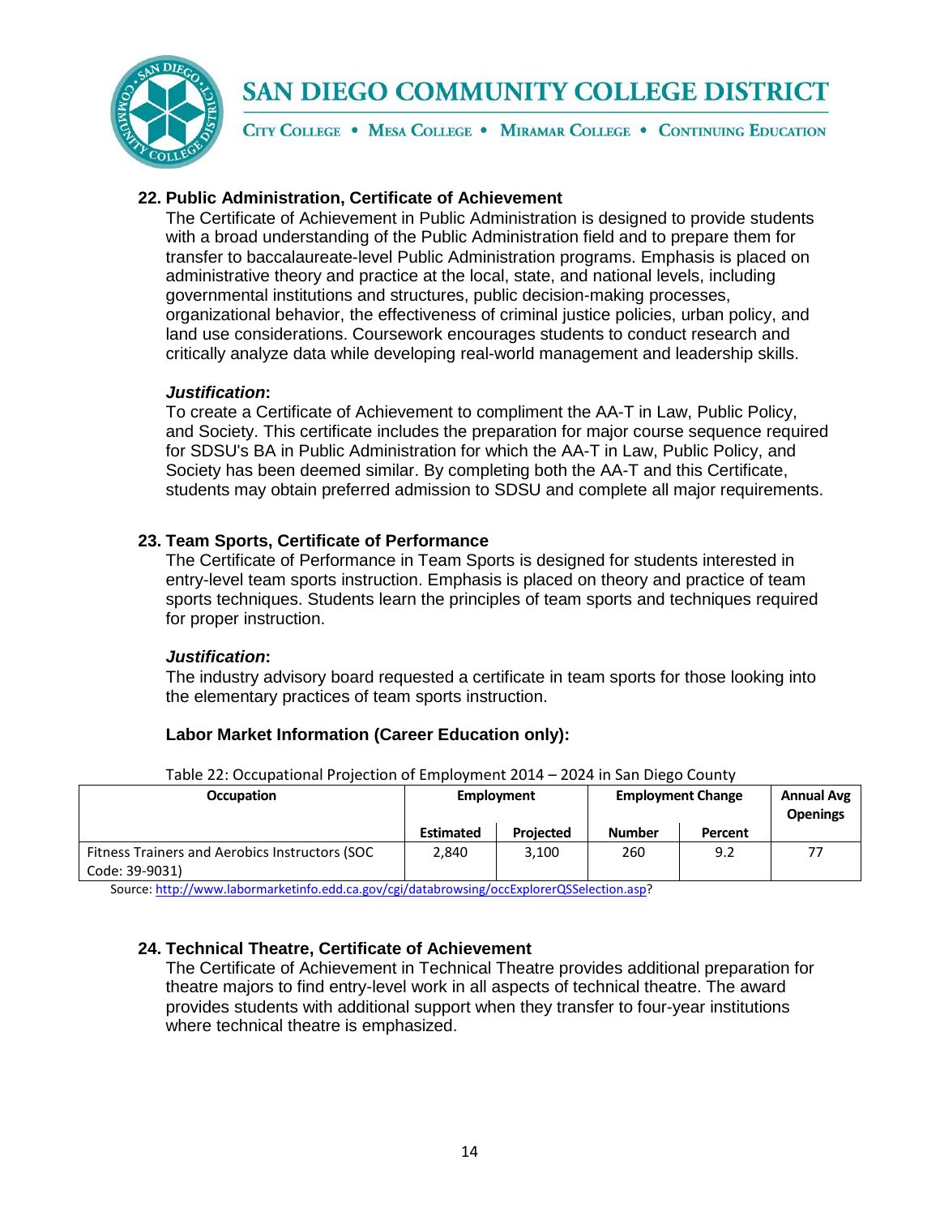### 22. Public Administration, Certificate of Achievement

The Certificate of Achievement in Public Administration is designed to provide students with a broad understanding of the Public Administration field and to prepare them for transfer to baccalaureate-level Public Administration programs. Emphasis is placed on administrative theory and practice at the local, state, and national levels, including governmental institutions and structures, public decision-making processes, organizational behavior, the effectiveness of criminal justice policies, urban policy, and land use considerations. Coursework encourages students to conduct research and critically analyze data while developing real-world management and leadership skills.

***Justification*:**

To create a Certificate of Achievement to compliment the AA-T in Law, Public Policy, and Society. This certificate includes the preparation for major course sequence required for SDSU's BA in Public Administration for which the AA-T in Law, Public Policy, and Society has been deemed similar. By completing both the AA-T and this Certificate, students may obtain preferred admission to SDSU and complete all major requirements.

### 23. Team Sports, Certificate of Performance

The Certificate of Performance in Team Sports is designed for students interested in entry-level team sports instruction. Emphasis is placed on theory and practice of team sports techniques. Students learn the principles of team sports and techniques required for proper instruction.

***Justification*:**

The industry advisory board requested a certificate in team sports for those looking into the elementary practices of team sports instruction.

**Labor Market Information (Career Education only):**

Table 22: Occupational Projection of Employment 2014 – 2024 in San Diego County

| Occupation | Employment | | Employment Change | | Annual Avg Openings |
|---|---|---|---|---|---|
| | Estimated | Projected | Number | Percent | |
| Fitness Trainers and Aerobics Instructors (SOC Code: 39-9031) | 2,840 | 3,100 | 260 | 9.2 | 77 |

Source: http://www.labormarketinfo.edd.ca.gov/cgi/databrowsing/occExplorerQSSelection.asp?

### 24. Technical Theatre, Certificate of Achievement

The Certificate of Achievement in Technical Theatre provides additional preparation for theatre majors to find entry-level work in all aspects of technical theatre. The award provides students with additional support when they transfer to four-year institutions where technical theatre is emphasized.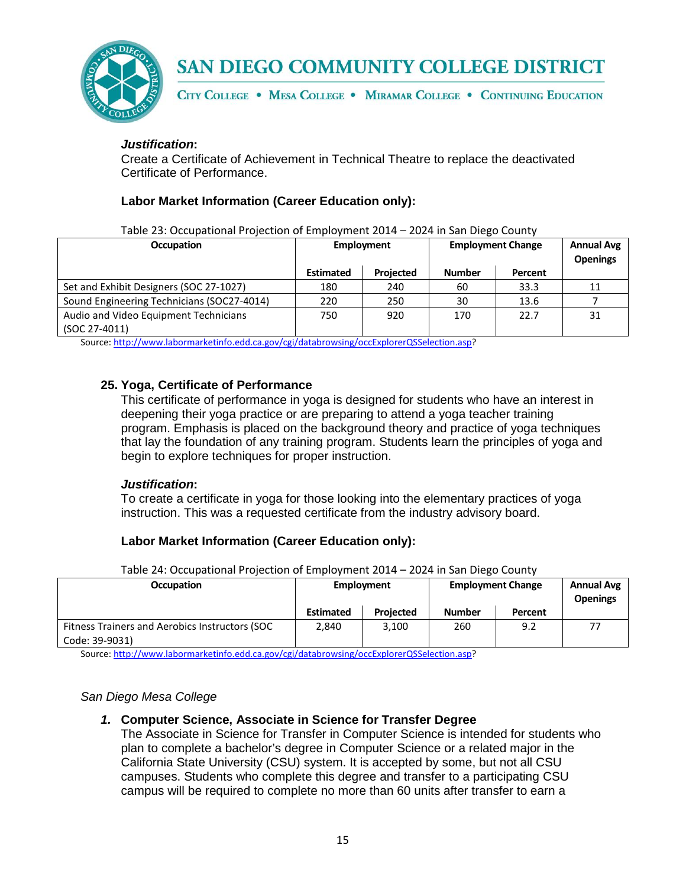***Justification*:**
Create a Certificate of Achievement in Technical Theatre to replace the deactivated Certificate of Performance.

**Labor Market Information (Career Education only):**

Table 23: Occupational Projection of Employment 2014 – 2024 in San Diego County

| Occupation | Employment | | Employment Change | | Annual Avg Openings |
|---|---|---|---|---|---|
| | Estimated | Projected | Number | Percent | |
| Set and Exhibit Designers (SOC 27-1027) | 180 | 240 | 60 | 33.3 | 11 |
| Sound Engineering Technicians (SOC27-4014) | 220 | 250 | 30 | 13.6 | 7 |
| Audio and Video Equipment Technicians (SOC 27-4011) | 750 | 920 | 170 | 22.7 | 31 |

Source: http://www.labormarketinfo.edd.ca.gov/cgi/databrowsing/occExplorerQSSelection.asp?

### 25. Yoga, Certificate of Performance

This certificate of performance in yoga is designed for students who have an interest in deepening their yoga practice or are preparing to attend a yoga teacher training program. Emphasis is placed on the background theory and practice of yoga techniques that lay the foundation of any training program. Students learn the principles of yoga and begin to explore techniques for proper instruction.

***Justification*:**
To create a certificate in yoga for those looking into the elementary practices of yoga instruction. This was a requested certificate from the industry advisory board.

**Labor Market Information (Career Education only):**

Table 24: Occupational Projection of Employment 2014 – 2024 in San Diego County

| Occupation | Employment | | Employment Change | | Annual Avg Openings |
|---|---|---|---|---|---|
| | Estimated | Projected | Number | Percent | |
| Fitness Trainers and Aerobics Instructors (SOC Code: 39-9031) | 2,840 | 3,100 | 260 | 9.2 | 77 |

Source: http://www.labormarketinfo.edd.ca.gov/cgi/databrowsing/occExplorerQSSelection.asp?

*San Diego Mesa College*

### *1.* Computer Science, Associate in Science for Transfer Degree

The Associate in Science for Transfer in Computer Science is intended for students who plan to complete a bachelor's degree in Computer Science or a related major in the California State University (CSU) system. It is accepted by some, but not all CSU campuses. Students who complete this degree and transfer to a participating CSU campus will be required to complete no more than 60 units after transfer to earn a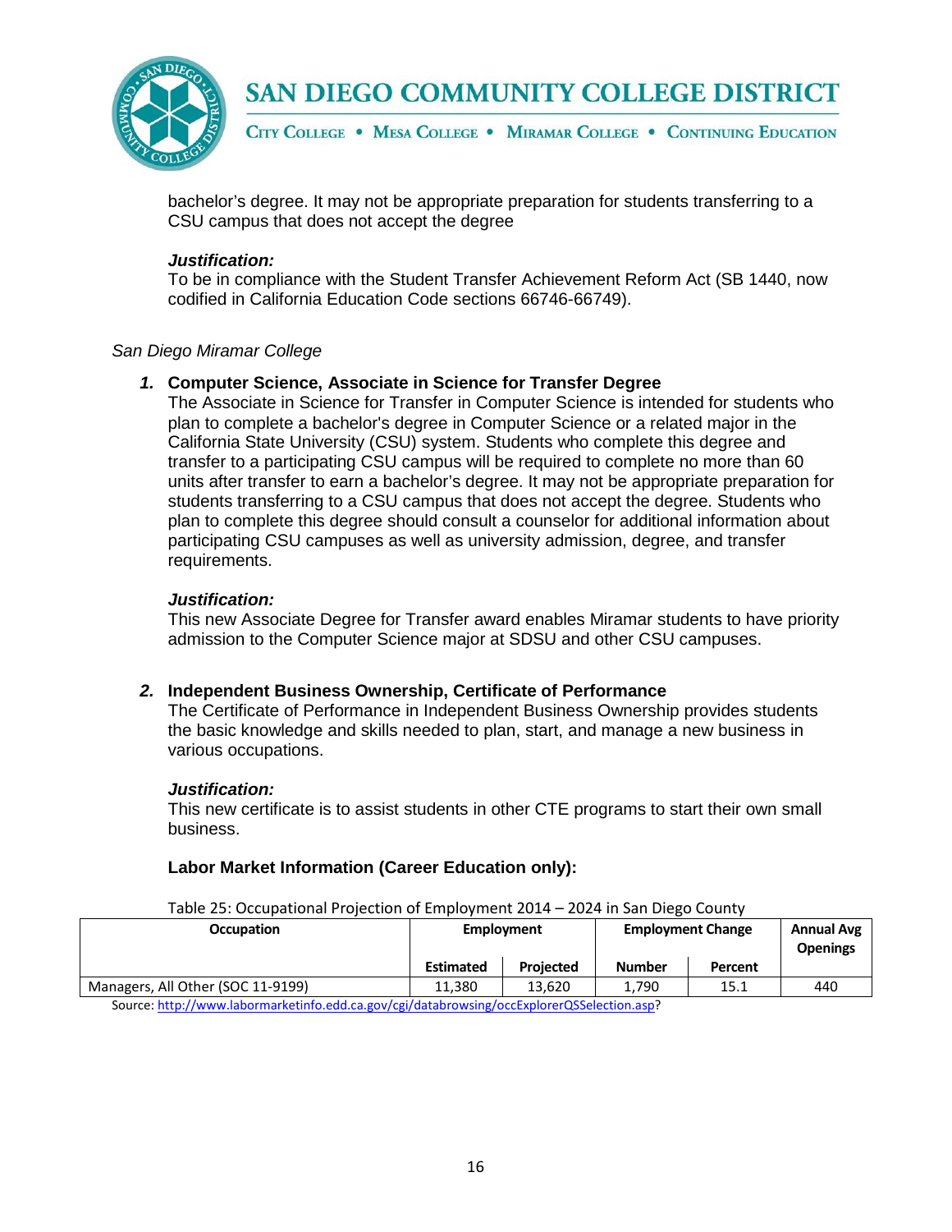bachelor's degree. It may not be appropriate preparation for students transferring to a CSU campus that does not accept the degree

***Justification:***
To be in compliance with the Student Transfer Achievement Reform Act (SB 1440, now codified in California Education Code sections 66746-66749).

*San Diego Miramar College*

1. **Computer Science, Associate in Science for Transfer Degree**
   The Associate in Science for Transfer in Computer Science is intended for students who plan to complete a bachelor's degree in Computer Science or a related major in the California State University (CSU) system. Students who complete this degree and transfer to a participating CSU campus will be required to complete no more than 60 units after transfer to earn a bachelor's degree. It may not be appropriate preparation for students transferring to a CSU campus that does not accept the degree. Students who plan to complete this degree should consult a counselor for additional information about participating CSU campuses as well as university admission, degree, and transfer requirements.

   ***Justification:***
   This new Associate Degree for Transfer award enables Miramar students to have priority admission to the Computer Science major at SDSU and other CSU campuses.

2. **Independent Business Ownership, Certificate of Performance**
   The Certificate of Performance in Independent Business Ownership provides students the basic knowledge and skills needed to plan, start, and manage a new business in various occupations.

   ***Justification:***
   This new certificate is to assist students in other CTE programs to start their own small business.

   **Labor Market Information (Career Education only):**

Table 25: Occupational Projection of Employment 2014 – 2024 in San Diego County

| Occupation | Employment | | Employment Change | | Annual Avg Openings |
|---|---|---|---|---|---|
| | Estimated | Projected | Number | Percent | |
| Managers, All Other (SOC 11-9199) | 11,380 | 13,620 | 1,790 | 15.1 | 440 |

Source: http://www.labormarketinfo.edd.ca.gov/cgi/databrowsing/occExplorerQSSelection.asp?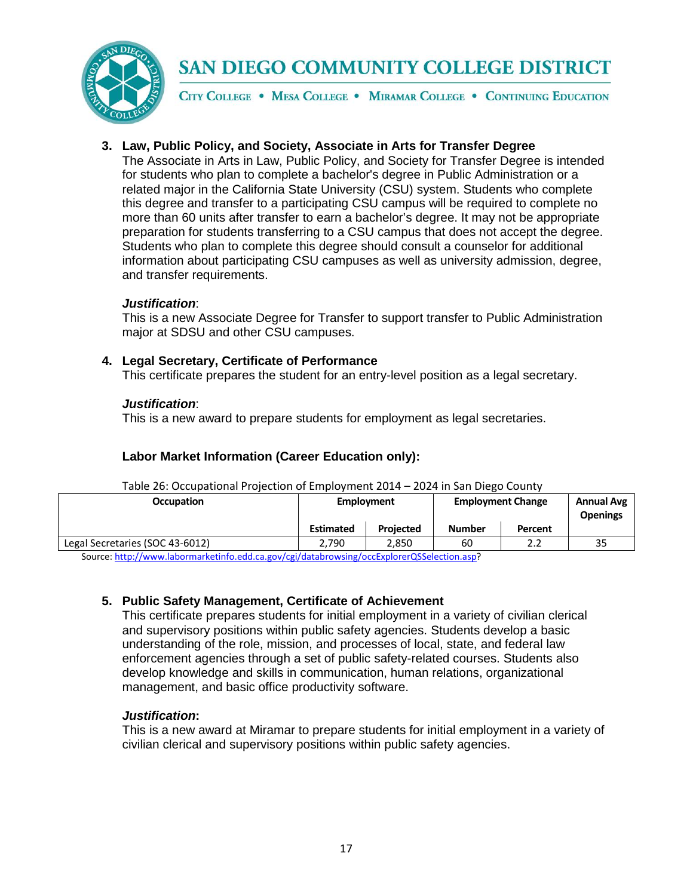3. **Law, Public Policy, and Society, Associate in Arts for Transfer Degree**
   The Associate in Arts in Law, Public Policy, and Society for Transfer Degree is intended for students who plan to complete a bachelor's degree in Public Administration or a related major in the California State University (CSU) system. Students who complete this degree and transfer to a participating CSU campus will be required to complete no more than 60 units after transfer to earn a bachelor's degree. It may not be appropriate preparation for students transferring to a CSU campus that does not accept the degree. Students who plan to complete this degree should consult a counselor for additional information about participating CSU campuses as well as university admission, degree, and transfer requirements.

   ***Justification***:
   This is a new Associate Degree for Transfer to support transfer to Public Administration major at SDSU and other CSU campuses.

4. **Legal Secretary, Certificate of Performance**
   This certificate prepares the student for an entry-level position as a legal secretary.

   ***Justification***:
   This is a new award to prepare students for employment as legal secretaries.

   **Labor Market Information (Career Education only):**

Table 26: Occupational Projection of Employment 2014 – 2024 in San Diego County

| Occupation | Employment | | Employment Change | | Annual Avg Openings |
|---|---|---|---|---|---|
| | Estimated | Projected | Number | Percent | |
| Legal Secretaries (SOC 43-6012) | 2,790 | 2,850 | 60 | 2.2 | 35 |

Source: http://www.labormarketinfo.edd.ca.gov/cgi/databrowsing/occExplorerQSSelection.asp?

5. **Public Safety Management, Certificate of Achievement**
   This certificate prepares students for initial employment in a variety of civilian clerical and supervisory positions within public safety agencies. Students develop a basic understanding of the role, mission, and processes of local, state, and federal law enforcement agencies through a set of public safety-related courses. Students also develop knowledge and skills in communication, human relations, organizational management, and basic office productivity software.

   ***Justification*:**
   This is a new award at Miramar to prepare students for initial employment in a variety of civilian clerical and supervisory positions within public safety agencies.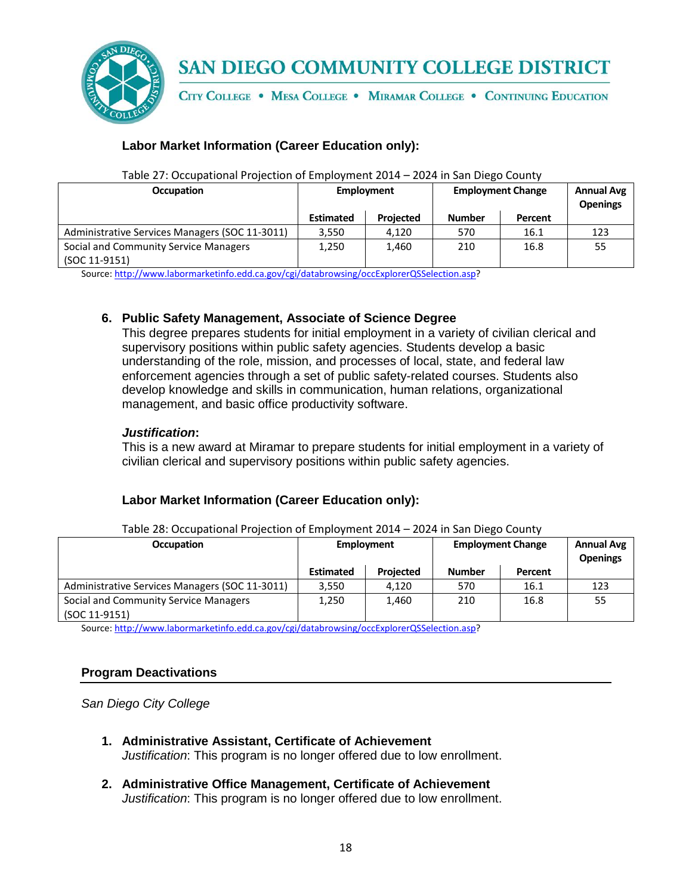**Labor Market Information (Career Education only):**

Table 27: Occupational Projection of Employment 2014 – 2024 in San Diego County

| Occupation | Employment | | Employment Change | | Annual Avg Openings |
|---|---|---|---|---|---|
| | Estimated | Projected | Number | Percent | |
| Administrative Services Managers (SOC 11-3011) | 3,550 | 4,120 | 570 | 16.1 | 123 |
| Social and Community Service Managers (SOC 11-9151) | 1,250 | 1,460 | 210 | 16.8 | 55 |

Source: http://www.labormarketinfo.edd.ca.gov/cgi/databrowsing/occExplorerQSSelection.asp?

6. **Public Safety Management, Associate of Science Degree**
   This degree prepares students for initial employment in a variety of civilian clerical and supervisory positions within public safety agencies. Students develop a basic understanding of the role, mission, and processes of local, state, and federal law enforcement agencies through a set of public safety-related courses. Students also develop knowledge and skills in communication, human relations, organizational management, and basic office productivity software.

   ***Justification*:**
   This is a new award at Miramar to prepare students for initial employment in a variety of civilian clerical and supervisory positions within public safety agencies.

**Labor Market Information (Career Education only):**

Table 28: Occupational Projection of Employment 2014 – 2024 in San Diego County

| Occupation | Employment | | Employment Change | | Annual Avg Openings |
|---|---|---|---|---|---|
| | Estimated | Projected | Number | Percent | |
| Administrative Services Managers (SOC 11-3011) | 3,550 | 4,120 | 570 | 16.1 | 123 |
| Social and Community Service Managers (SOC 11-9151) | 1,250 | 1,460 | 210 | 16.8 | 55 |

Source: http://www.labormarketinfo.edd.ca.gov/cgi/databrowsing/occExplorerQSSelection.asp?

## Program Deactivations

*San Diego City College*

1. **Administrative Assistant, Certificate of Achievement**
   *Justification*: This program is no longer offered due to low enrollment.

2. **Administrative Office Management, Certificate of Achievement**
   *Justification*: This program is no longer offered due to low enrollment.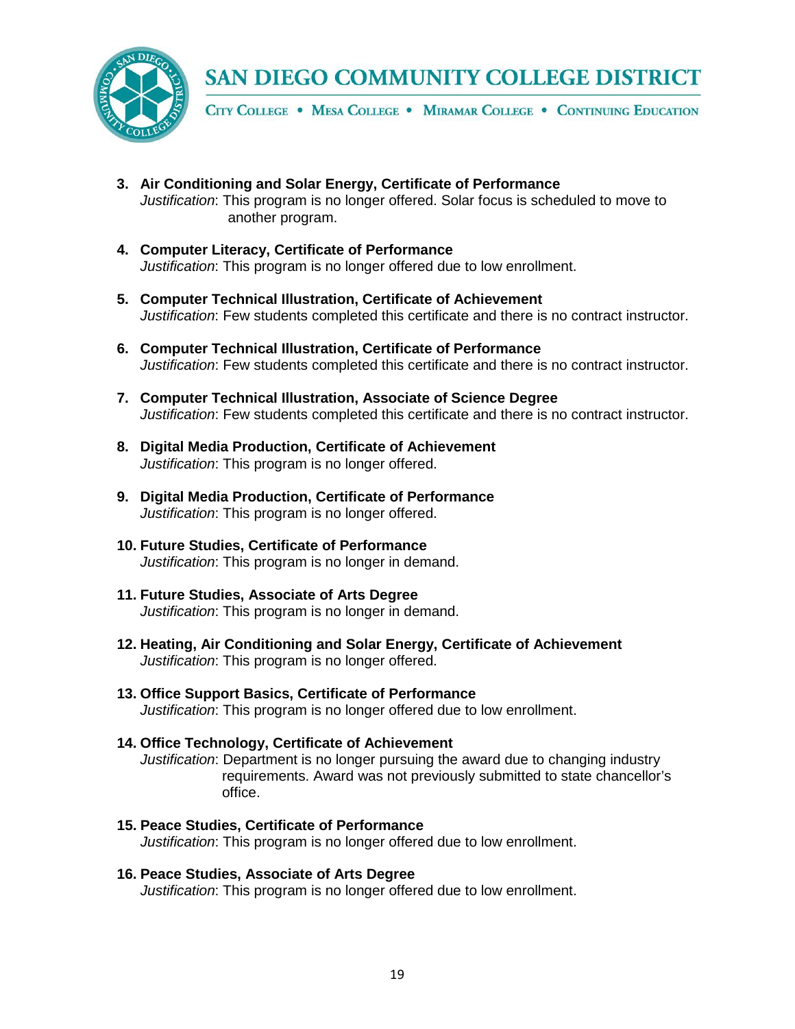3. **Air Conditioning and Solar Energy, Certificate of Performance**
   *Justification*: This program is no longer offered. Solar focus is scheduled to move to another program.

4. **Computer Literacy, Certificate of Performance**
   *Justification*: This program is no longer offered due to low enrollment.

5. **Computer Technical Illustration, Certificate of Achievement**
   *Justification*: Few students completed this certificate and there is no contract instructor.

6. **Computer Technical Illustration, Certificate of Performance**
   *Justification*: Few students completed this certificate and there is no contract instructor.

7. **Computer Technical Illustration, Associate of Science Degree**
   *Justification*: Few students completed this certificate and there is no contract instructor.

8. **Digital Media Production, Certificate of Achievement**
   *Justification*: This program is no longer offered.

9. **Digital Media Production, Certificate of Performance**
   *Justification*: This program is no longer offered.

10. **Future Studies, Certificate of Performance**
    *Justification*: This program is no longer in demand.

11. **Future Studies, Associate of Arts Degree**
    *Justification*: This program is no longer in demand.

12. **Heating, Air Conditioning and Solar Energy, Certificate of Achievement**
    *Justification*: This program is no longer offered.

13. **Office Support Basics, Certificate of Performance**
    *Justification*: This program is no longer offered due to low enrollment.

14. **Office Technology, Certificate of Achievement**
    *Justification*: Department is no longer pursuing the award due to changing industry requirements. Award was not previously submitted to state chancellor's office.

15. **Peace Studies, Certificate of Performance**
    *Justification*: This program is no longer offered due to low enrollment.

16. **Peace Studies, Associate of Arts Degree**
    *Justification*: This program is no longer offered due to low enrollment.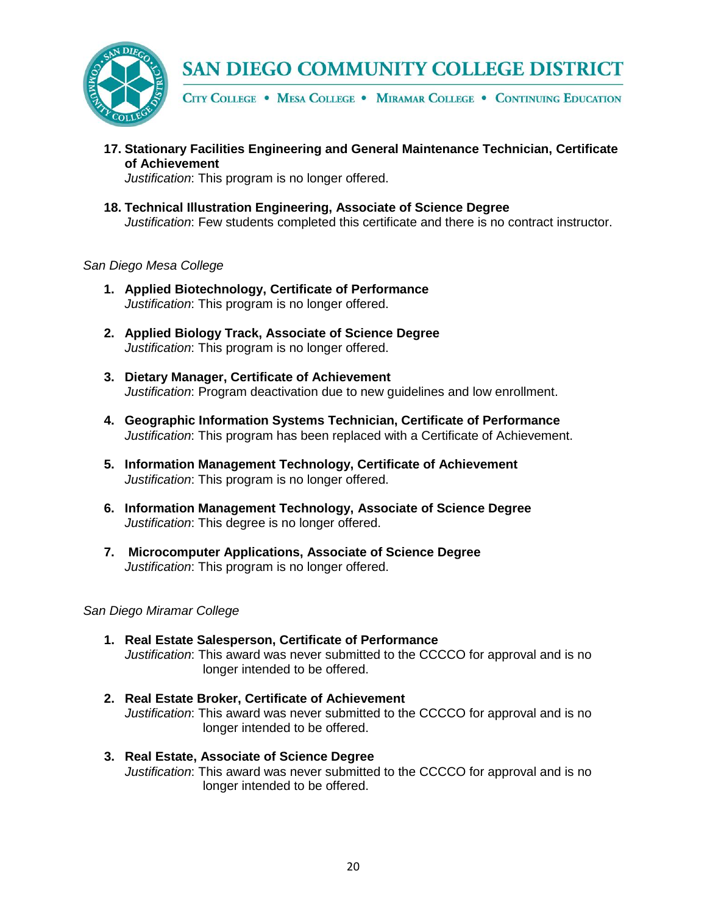17. **Stationary Facilities Engineering and General Maintenance Technician, Certificate of Achievement**
    *Justification*: This program is no longer offered.

18. **Technical Illustration Engineering, Associate of Science Degree**
    *Justification*: Few students completed this certificate and there is no contract instructor.

*San Diego Mesa College*

1. **Applied Biotechnology, Certificate of Performance**
   *Justification*: This program is no longer offered.

2. **Applied Biology Track, Associate of Science Degree**
   *Justification*: This program is no longer offered.

3. **Dietary Manager, Certificate of Achievement**
   *Justification*: Program deactivation due to new guidelines and low enrollment.

4. **Geographic Information Systems Technician, Certificate of Performance**
   *Justification*: This program has been replaced with a Certificate of Achievement.

5. **Information Management Technology, Certificate of Achievement**
   *Justification*: This program is no longer offered.

6. **Information Management Technology, Associate of Science Degree**
   *Justification*: This degree is no longer offered.

7. **Microcomputer Applications, Associate of Science Degree**
   *Justification*: This program is no longer offered.

*San Diego Miramar College*

1. **Real Estate Salesperson, Certificate of Performance**
   *Justification*: This award was never submitted to the CCCCO for approval and is no longer intended to be offered.

2. **Real Estate Broker, Certificate of Achievement**
   *Justification*: This award was never submitted to the CCCCO for approval and is no longer intended to be offered.

3. **Real Estate, Associate of Science Degree**
   *Justification*: This award was never submitted to the CCCCO for approval and is no longer intended to be offered.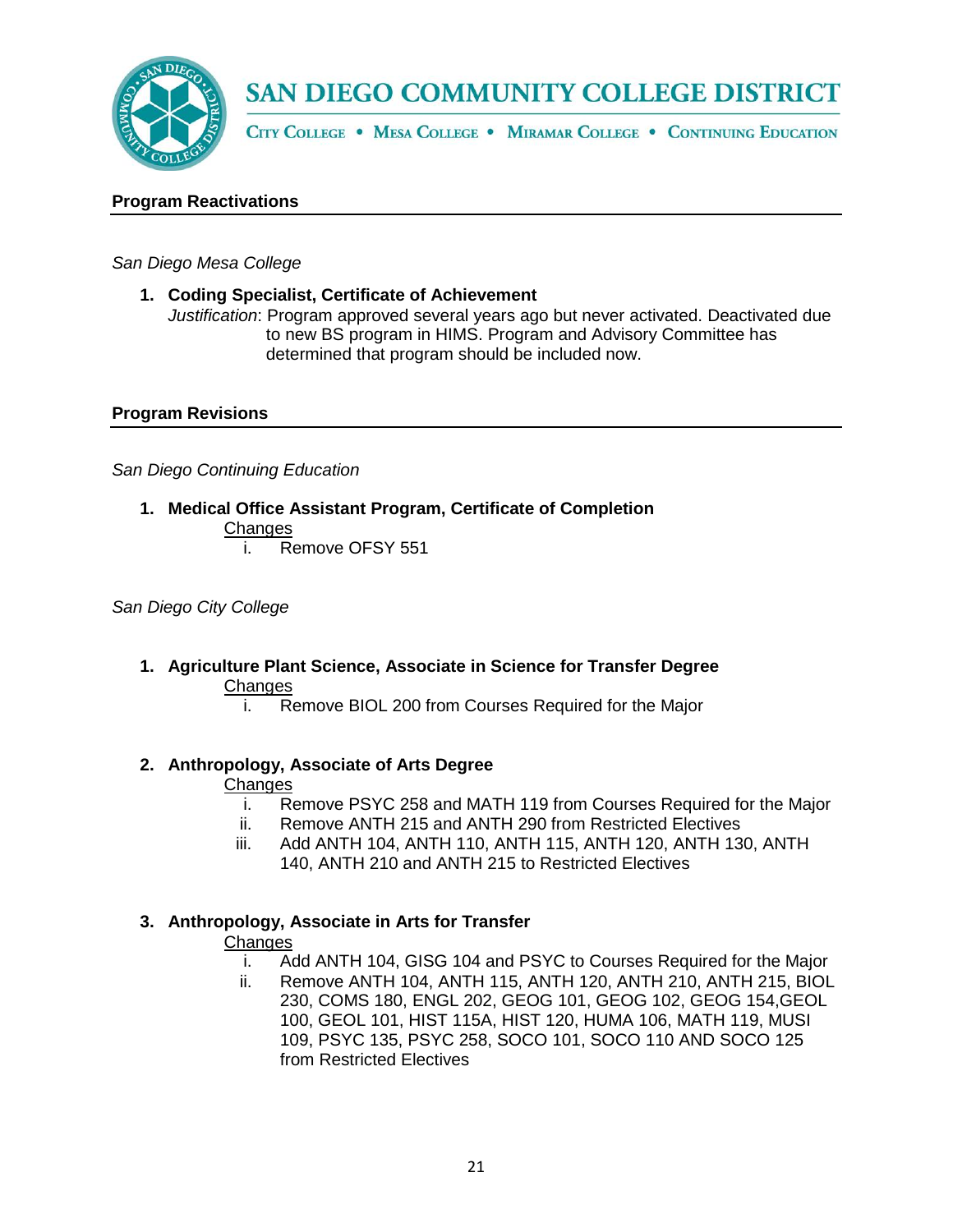## Program Reactivations

*San Diego Mesa College*

1. **Coding Specialist, Certificate of Achievement**
   *Justification*: Program approved several years ago but never activated. Deactivated due to new BS program in HIMS. Program and Advisory Committee has determined that program should be included now.

## Program Revisions

*San Diego Continuing Education*

1. **Medical Office Assistant Program, Certificate of Completion**
   Changes
   i. Remove OFSY 551

*San Diego City College*

1. **Agriculture Plant Science, Associate in Science for Transfer Degree**
   Changes
   i. Remove BIOL 200 from Courses Required for the Major

2. **Anthropology, Associate of Arts Degree**
   Changes
   i. Remove PSYC 258 and MATH 119 from Courses Required for the Major
   ii. Remove ANTH 215 and ANTH 290 from Restricted Electives
   iii. Add ANTH 104, ANTH 110, ANTH 115, ANTH 120, ANTH 130, ANTH 140, ANTH 210 and ANTH 215 to Restricted Electives

3. **Anthropology, Associate in Arts for Transfer**
   Changes
   i. Add ANTH 104, GISG 104 and PSYC to Courses Required for the Major
   ii. Remove ANTH 104, ANTH 115, ANTH 120, ANTH 210, ANTH 215, BIOL 230, COMS 180, ENGL 202, GEOG 101, GEOG 102, GEOG 154,GEOL 100, GEOL 101, HIST 115A, HIST 120, HUMA 106, MATH 119, MUSI 109, PSYC 135, PSYC 258, SOCO 101, SOCO 110 AND SOCO 125 from Restricted Electives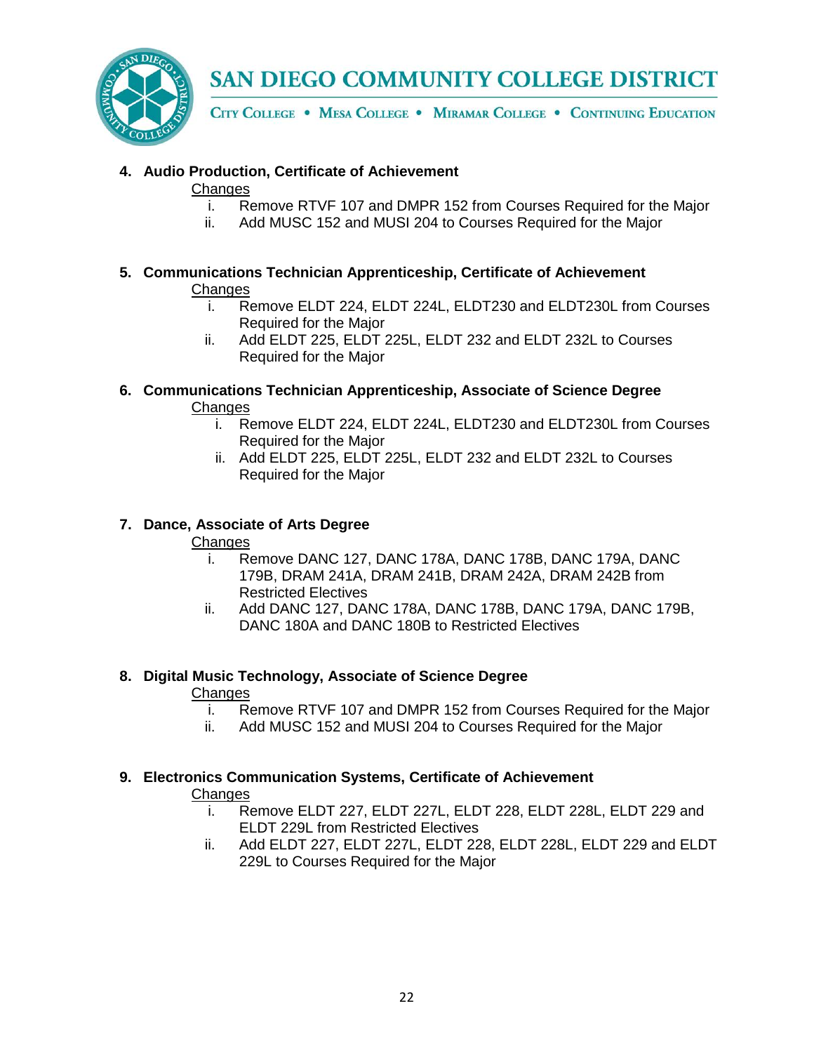4. **Audio Production, Certificate of Achievement**

   Changes

   i. Remove RTVF 107 and DMPR 152 from Courses Required for the Major
   ii. Add MUSC 152 and MUSI 204 to Courses Required for the Major

5. **Communications Technician Apprenticeship, Certificate of Achievement**

   Changes

   i. Remove ELDT 224, ELDT 224L, ELDT230 and ELDT230L from Courses Required for the Major
   ii. Add ELDT 225, ELDT 225L, ELDT 232 and ELDT 232L to Courses Required for the Major

6. **Communications Technician Apprenticeship, Associate of Science Degree**

   Changes

   i. Remove ELDT 224, ELDT 224L, ELDT230 and ELDT230L from Courses Required for the Major
   ii. Add ELDT 225, ELDT 225L, ELDT 232 and ELDT 232L to Courses Required for the Major

7. **Dance, Associate of Arts Degree**

   Changes

   i. Remove DANC 127, DANC 178A, DANC 178B, DANC 179A, DANC 179B, DRAM 241A, DRAM 241B, DRAM 242A, DRAM 242B from Restricted Electives
   ii. Add DANC 127, DANC 178A, DANC 178B, DANC 179A, DANC 179B, DANC 180A and DANC 180B to Restricted Electives

8. **Digital Music Technology, Associate of Science Degree**

   Changes

   i. Remove RTVF 107 and DMPR 152 from Courses Required for the Major
   ii. Add MUSC 152 and MUSI 204 to Courses Required for the Major

9. **Electronics Communication Systems, Certificate of Achievement**

   Changes

   i. Remove ELDT 227, ELDT 227L, ELDT 228, ELDT 228L, ELDT 229 and ELDT 229L from Restricted Electives
   ii. Add ELDT 227, ELDT 227L, ELDT 228, ELDT 228L, ELDT 229 and ELDT 229L to Courses Required for the Major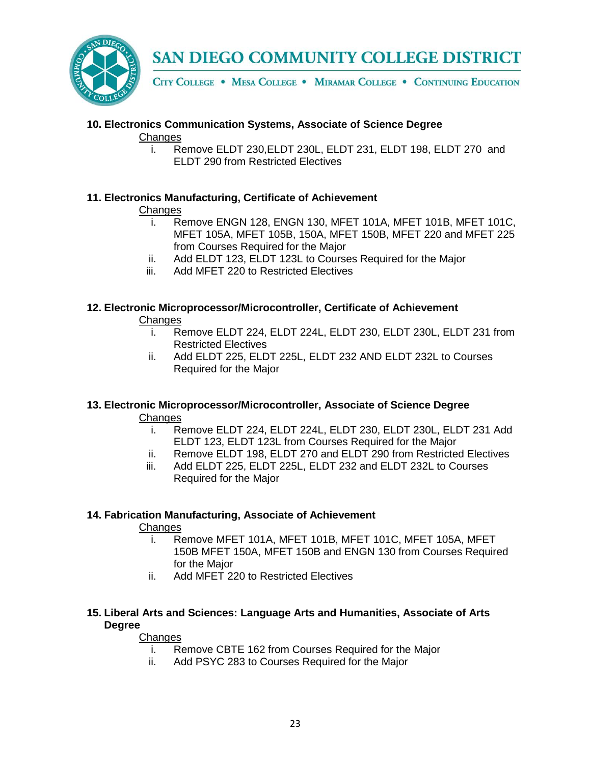**10. Electronics Communication Systems, Associate of Science Degree**

Changes

i. Remove ELDT 230,ELDT 230L, ELDT 231, ELDT 198, ELDT 270 and ELDT 290 from Restricted Electives

**11. Electronics Manufacturing, Certificate of Achievement**

Changes

i. Remove ENGN 128, ENGN 130, MFET 101A, MFET 101B, MFET 101C, MFET 105A, MFET 105B, 150A, MFET 150B, MFET 220 and MFET 225 from Courses Required for the Major
ii. Add ELDT 123, ELDT 123L to Courses Required for the Major
iii. Add MFET 220 to Restricted Electives

**12. Electronic Microprocessor/Microcontroller, Certificate of Achievement**

Changes

i. Remove ELDT 224, ELDT 224L, ELDT 230, ELDT 230L, ELDT 231 from Restricted Electives
ii. Add ELDT 225, ELDT 225L, ELDT 232 AND ELDT 232L to Courses Required for the Major

**13. Electronic Microprocessor/Microcontroller, Associate of Science Degree**

Changes

i. Remove ELDT 224, ELDT 224L, ELDT 230, ELDT 230L, ELDT 231 Add ELDT 123, ELDT 123L from Courses Required for the Major
ii. Remove ELDT 198, ELDT 270 and ELDT 290 from Restricted Electives
iii. Add ELDT 225, ELDT 225L, ELDT 232 and ELDT 232L to Courses Required for the Major

**14. Fabrication Manufacturing, Associate of Achievement**

Changes

i. Remove MFET 101A, MFET 101B, MFET 101C, MFET 105A, MFET 150B MFET 150A, MFET 150B and ENGN 130 from Courses Required for the Major
ii. Add MFET 220 to Restricted Electives

**15. Liberal Arts and Sciences: Language Arts and Humanities, Associate of Arts Degree**

Changes

i. Remove CBTE 162 from Courses Required for the Major
ii. Add PSYC 283 to Courses Required for the Major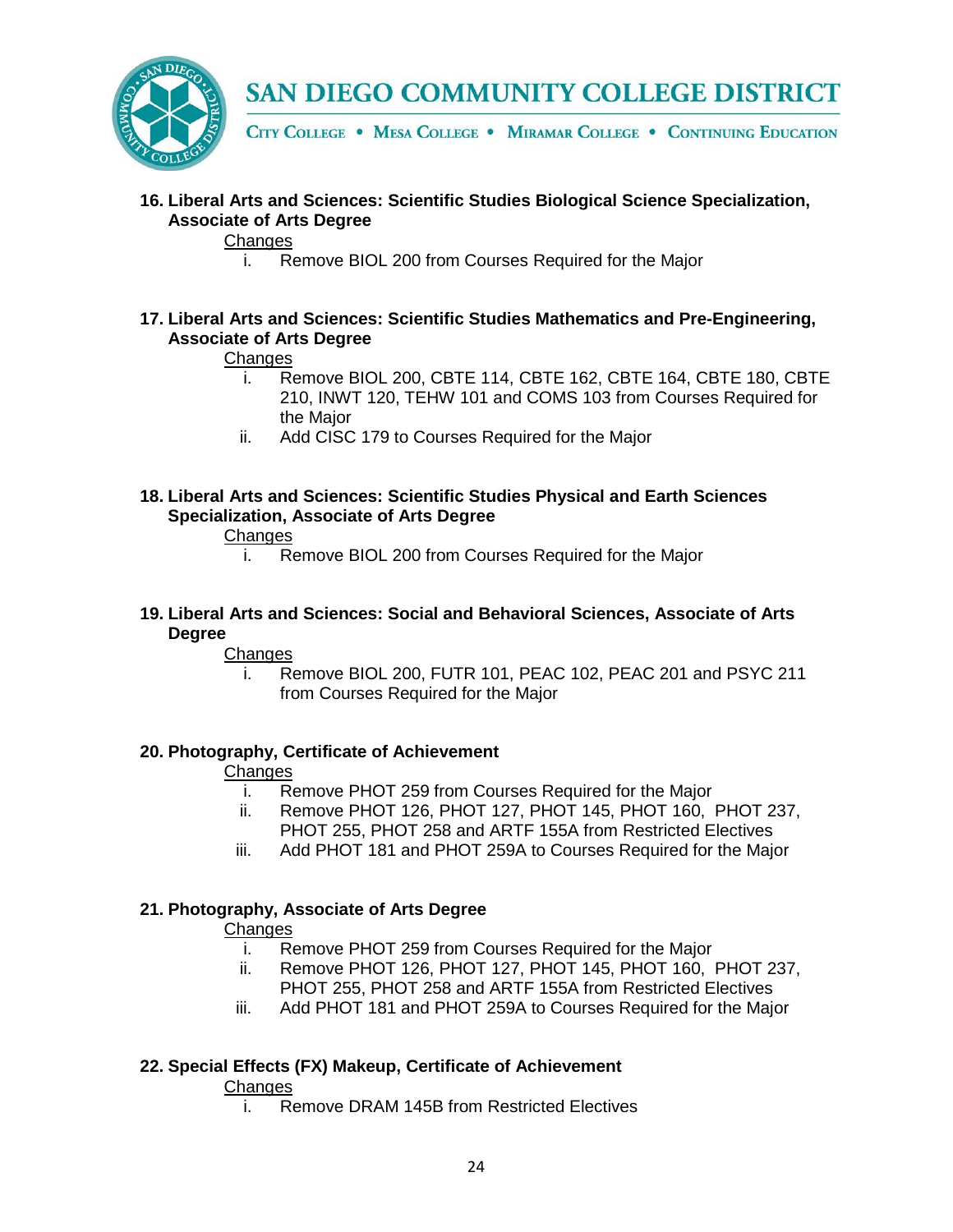**16. Liberal Arts and Sciences: Scientific Studies Biological Science Specialization, Associate of Arts Degree**

Changes

i. Remove BIOL 200 from Courses Required for the Major

**17. Liberal Arts and Sciences: Scientific Studies Mathematics and Pre-Engineering, Associate of Arts Degree**

Changes

i. Remove BIOL 200, CBTE 114, CBTE 162, CBTE 164, CBTE 180, CBTE 210, INWT 120, TEHW 101 and COMS 103 from Courses Required for the Major
ii. Add CISC 179 to Courses Required for the Major

**18. Liberal Arts and Sciences: Scientific Studies Physical and Earth Sciences Specialization, Associate of Arts Degree**

Changes

i. Remove BIOL 200 from Courses Required for the Major

**19. Liberal Arts and Sciences: Social and Behavioral Sciences, Associate of Arts Degree**

Changes

i. Remove BIOL 200, FUTR 101, PEAC 102, PEAC 201 and PSYC 211 from Courses Required for the Major

**20. Photography, Certificate of Achievement**

Changes

i. Remove PHOT 259 from Courses Required for the Major
ii. Remove PHOT 126, PHOT 127, PHOT 145, PHOT 160, PHOT 237, PHOT 255, PHOT 258 and ARTF 155A from Restricted Electives
iii. Add PHOT 181 and PHOT 259A to Courses Required for the Major

**21. Photography, Associate of Arts Degree**

Changes

i. Remove PHOT 259 from Courses Required for the Major
ii. Remove PHOT 126, PHOT 127, PHOT 145, PHOT 160, PHOT 237, PHOT 255, PHOT 258 and ARTF 155A from Restricted Electives
iii. Add PHOT 181 and PHOT 259A to Courses Required for the Major

**22. Special Effects (FX) Makeup, Certificate of Achievement**

Changes

i. Remove DRAM 145B from Restricted Electives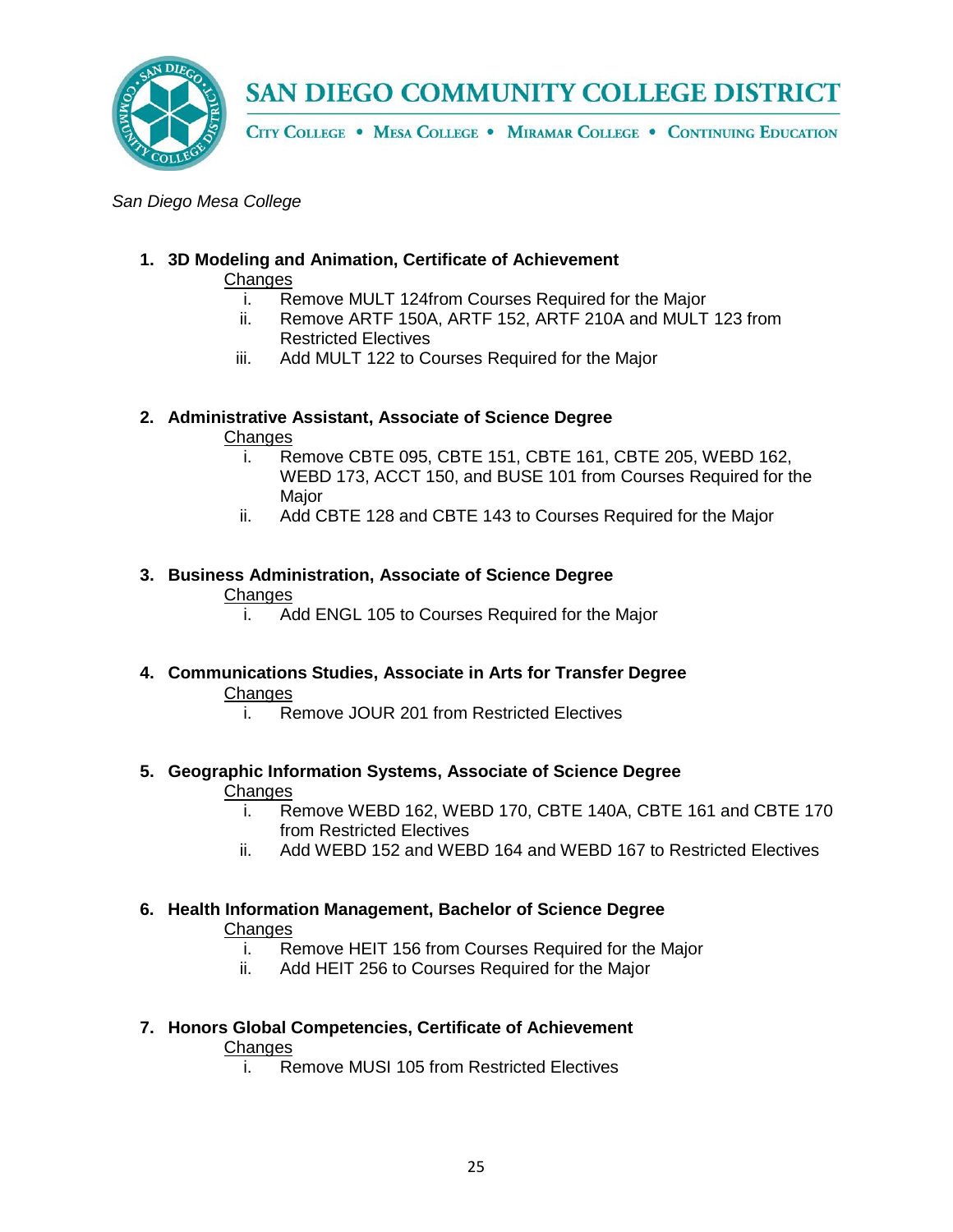# SAN DIEGO COMMUNITY COLLEGE DISTRICT

CITY COLLEGE • MESA COLLEGE • MIRAMAR COLLEGE • CONTINUING EDUCATION

*San Diego Mesa College*

1. **3D Modeling and Animation, Certificate of Achievement**

   Changes
   
   i. Remove MULT 124from Courses Required for the Major
   
   ii. Remove ARTF 150A, ARTF 152, ARTF 210A and MULT 123 from Restricted Electives
   
   iii. Add MULT 122 to Courses Required for the Major

2. **Administrative Assistant, Associate of Science Degree**

   Changes
   
   i. Remove CBTE 095, CBTE 151, CBTE 161, CBTE 205, WEBD 162, WEBD 173, ACCT 150, and BUSE 101 from Courses Required for the Major
   
   ii. Add CBTE 128 and CBTE 143 to Courses Required for the Major

3. **Business Administration, Associate of Science Degree**

   Changes
   
   i. Add ENGL 105 to Courses Required for the Major

4. **Communications Studies, Associate in Arts for Transfer Degree**

   Changes
   
   i. Remove JOUR 201 from Restricted Electives

5. **Geographic Information Systems, Associate of Science Degree**

   Changes
   
   i. Remove WEBD 162, WEBD 170, CBTE 140A, CBTE 161 and CBTE 170 from Restricted Electives
   
   ii. Add WEBD 152 and WEBD 164 and WEBD 167 to Restricted Electives

6. **Health Information Management, Bachelor of Science Degree**

   Changes
   
   i. Remove HEIT 156 from Courses Required for the Major
   
   ii. Add HEIT 256 to Courses Required for the Major

7. **Honors Global Competencies, Certificate of Achievement**

   Changes
   
   i. Remove MUSI 105 from Restricted Electives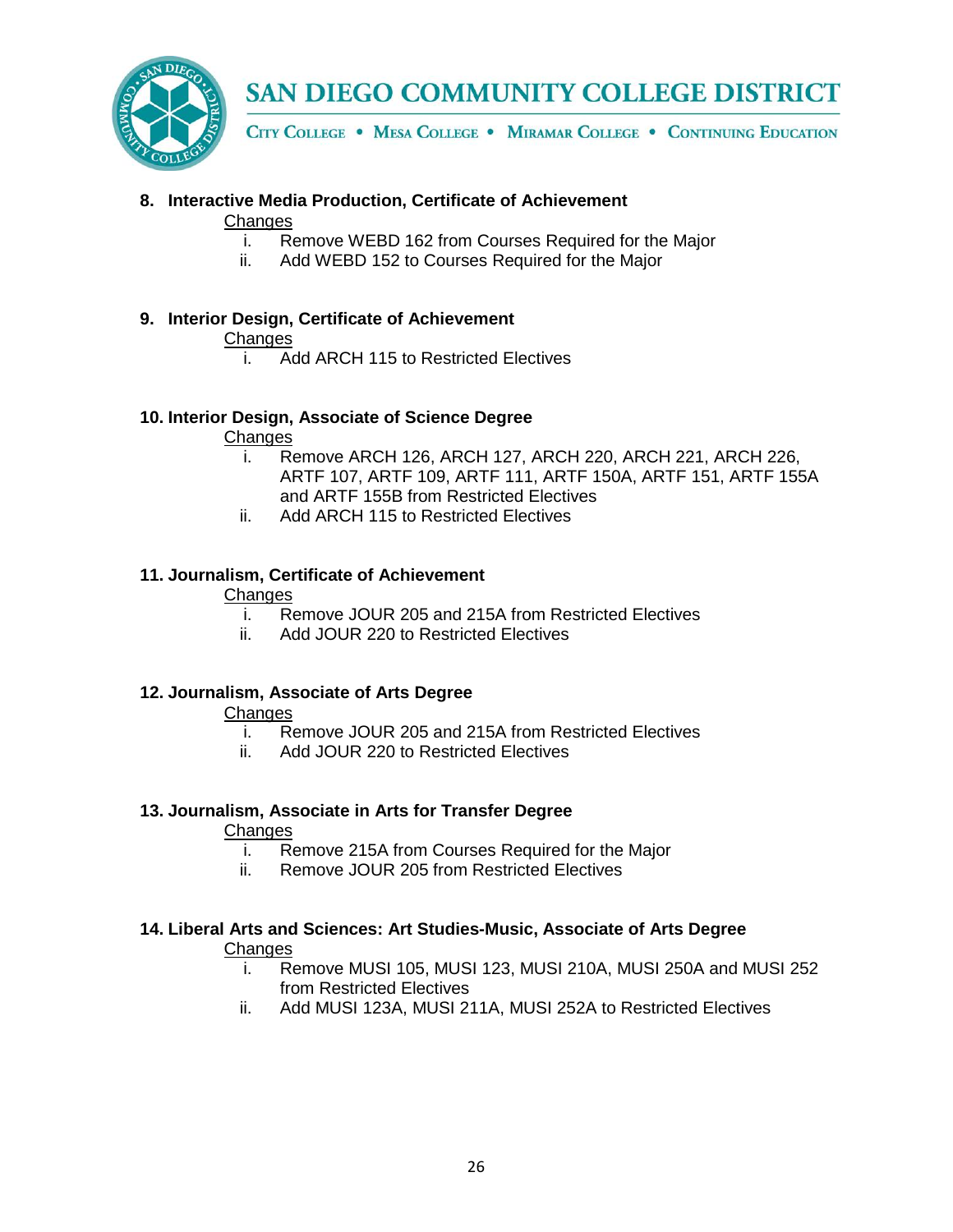**8. Interactive Media Production, Certificate of Achievement**

Changes

i. Remove WEBD 162 from Courses Required for the Major
ii. Add WEBD 152 to Courses Required for the Major

**9. Interior Design, Certificate of Achievement**

Changes

i. Add ARCH 115 to Restricted Electives

**10. Interior Design, Associate of Science Degree**

Changes

i. Remove ARCH 126, ARCH 127, ARCH 220, ARCH 221, ARCH 226, ARTF 107, ARTF 109, ARTF 111, ARTF 150A, ARTF 151, ARTF 155A and ARTF 155B from Restricted Electives
ii. Add ARCH 115 to Restricted Electives

**11. Journalism, Certificate of Achievement**

Changes

i. Remove JOUR 205 and 215A from Restricted Electives
ii. Add JOUR 220 to Restricted Electives

**12. Journalism, Associate of Arts Degree**

Changes

i. Remove JOUR 205 and 215A from Restricted Electives
ii. Add JOUR 220 to Restricted Electives

**13. Journalism, Associate in Arts for Transfer Degree**

Changes

i. Remove 215A from Courses Required for the Major
ii. Remove JOUR 205 from Restricted Electives

**14. Liberal Arts and Sciences: Art Studies-Music, Associate of Arts Degree**

Changes

i. Remove MUSI 105, MUSI 123, MUSI 210A, MUSI 250A and MUSI 252 from Restricted Electives
ii. Add MUSI 123A, MUSI 211A, MUSI 252A to Restricted Electives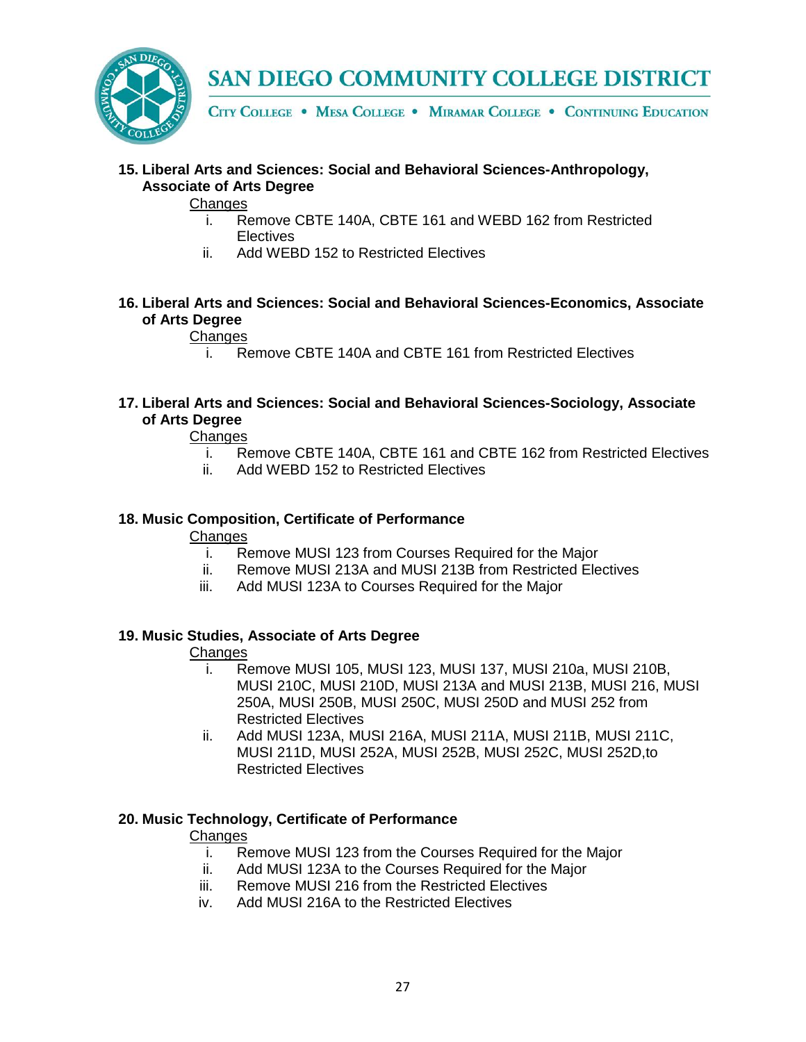**15. Liberal Arts and Sciences: Social and Behavioral Sciences-Anthropology, Associate of Arts Degree**

<u>Changes</u>

i. Remove CBTE 140A, CBTE 161 and WEBD 162 from Restricted Electives
ii. Add WEBD 152 to Restricted Electives

**16. Liberal Arts and Sciences: Social and Behavioral Sciences-Economics, Associate of Arts Degree**

<u>Changes</u>

i. Remove CBTE 140A and CBTE 161 from Restricted Electives

**17. Liberal Arts and Sciences: Social and Behavioral Sciences-Sociology, Associate of Arts Degree**

<u>Changes</u>

i. Remove CBTE 140A, CBTE 161 and CBTE 162 from Restricted Electives
ii. Add WEBD 152 to Restricted Electives

**18. Music Composition, Certificate of Performance**

<u>Changes</u>

i. Remove MUSI 123 from Courses Required for the Major
ii. Remove MUSI 213A and MUSI 213B from Restricted Electives
iii. Add MUSI 123A to Courses Required for the Major

**19. Music Studies, Associate of Arts Degree**

<u>Changes</u>

i. Remove MUSI 105, MUSI 123, MUSI 137, MUSI 210a, MUSI 210B, MUSI 210C, MUSI 210D, MUSI 213A and MUSI 213B, MUSI 216, MUSI 250A, MUSI 250B, MUSI 250C, MUSI 250D and MUSI 252 from Restricted Electives
ii. Add MUSI 123A, MUSI 216A, MUSI 211A, MUSI 211B, MUSI 211C, MUSI 211D, MUSI 252A, MUSI 252B, MUSI 252C, MUSI 252D,to Restricted Electives

**20. Music Technology, Certificate of Performance**

<u>Changes</u>

i. Remove MUSI 123 from the Courses Required for the Major
ii. Add MUSI 123A to the Courses Required for the Major
iii. Remove MUSI 216 from the Restricted Electives
iv. Add MUSI 216A to the Restricted Electives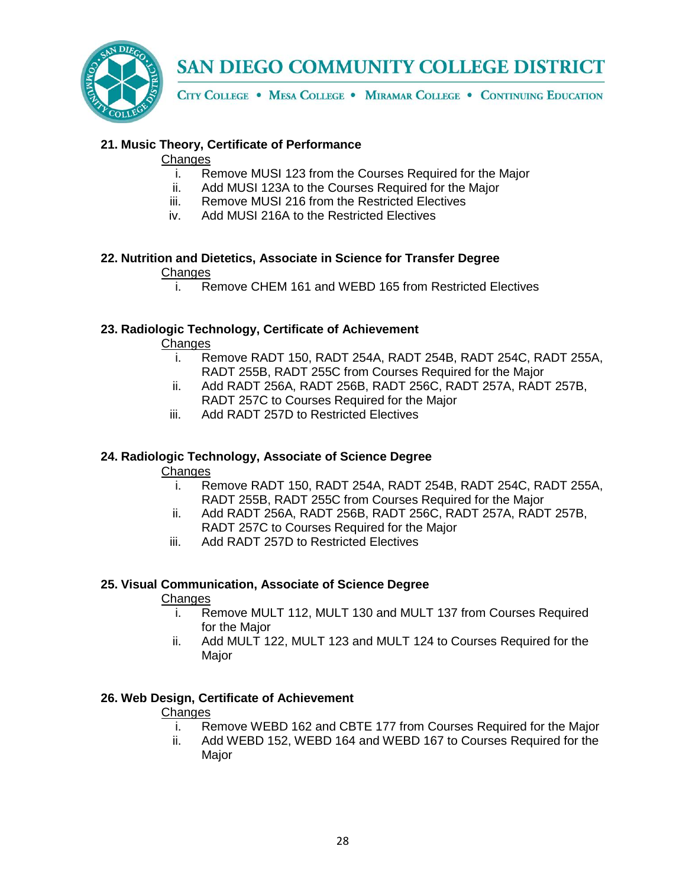### 21. Music Theory, Certificate of Performance

<u>Changes</u>

i. Remove MUSI 123 from the Courses Required for the Major
ii. Add MUSI 123A to the Courses Required for the Major
iii. Remove MUSI 216 from the Restricted Electives
iv. Add MUSI 216A to the Restricted Electives

### 22. Nutrition and Dietetics, Associate in Science for Transfer Degree

<u>Changes</u>

i. Remove CHEM 161 and WEBD 165 from Restricted Electives

### 23. Radiologic Technology, Certificate of Achievement

<u>Changes</u>

i. Remove RADT 150, RADT 254A, RADT 254B, RADT 254C, RADT 255A, RADT 255B, RADT 255C from Courses Required for the Major
ii. Add RADT 256A, RADT 256B, RADT 256C, RADT 257A, RADT 257B, RADT 257C to Courses Required for the Major
iii. Add RADT 257D to Restricted Electives

### 24. Radiologic Technology, Associate of Science Degree

<u>Changes</u>

i. Remove RADT 150, RADT 254A, RADT 254B, RADT 254C, RADT 255A, RADT 255B, RADT 255C from Courses Required for the Major
ii. Add RADT 256A, RADT 256B, RADT 256C, RADT 257A, RADT 257B, RADT 257C to Courses Required for the Major
iii. Add RADT 257D to Restricted Electives

### 25. Visual Communication, Associate of Science Degree

<u>Changes</u>

i. Remove MULT 112, MULT 130 and MULT 137 from Courses Required for the Major
ii. Add MULT 122, MULT 123 and MULT 124 to Courses Required for the Major

### 26. Web Design, Certificate of Achievement

<u>Changes</u>

i. Remove WEBD 162 and CBTE 177 from Courses Required for the Major
ii. Add WEBD 152, WEBD 164 and WEBD 167 to Courses Required for the Major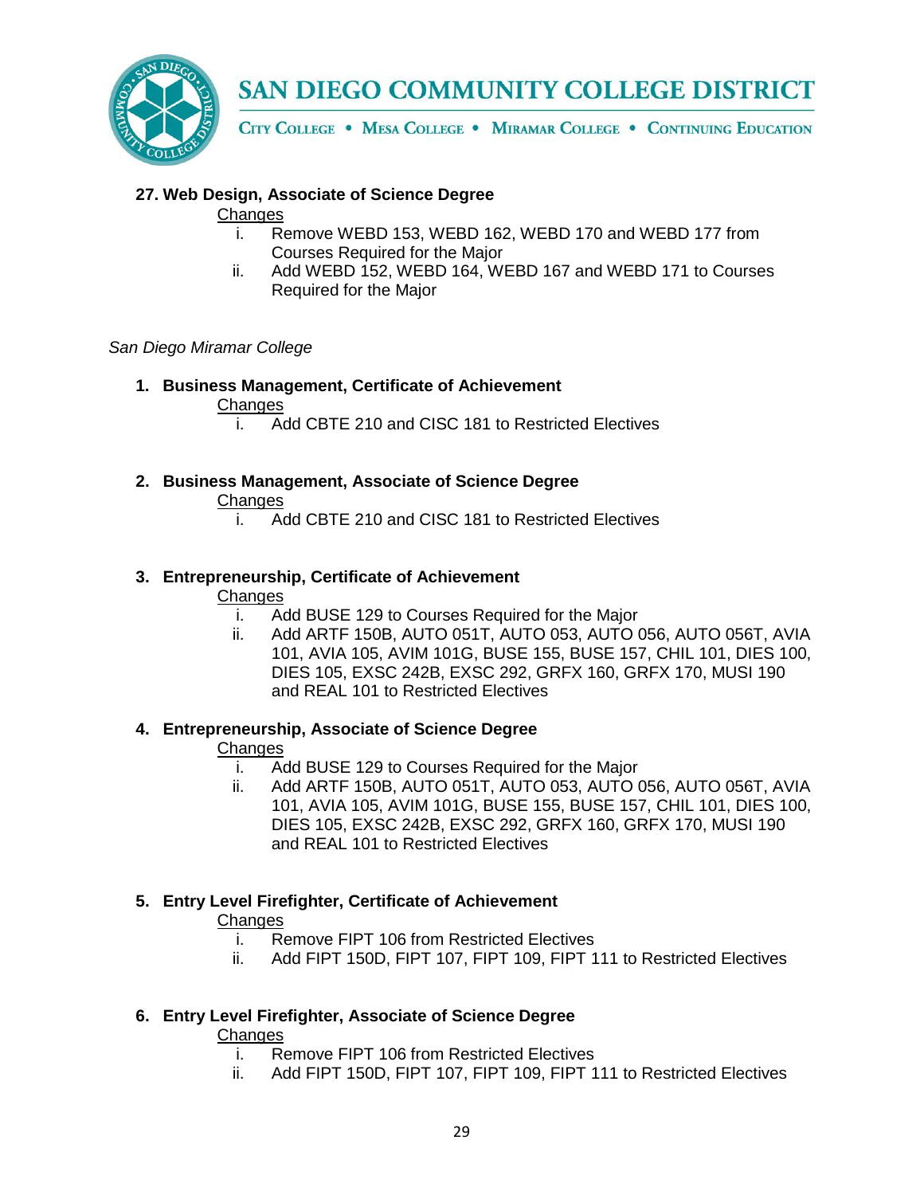**27. Web Design, Associate of Science Degree**

Changes

1. Remove WEBD 153, WEBD 162, WEBD 170 and WEBD 177 from Courses Required for the Major
2. Add WEBD 152, WEBD 164, WEBD 167 and WEBD 171 to Courses Required for the Major

*San Diego Miramar College*

**1. Business Management, Certificate of Achievement**

Changes

i. Add CBTE 210 and CISC 181 to Restricted Electives

**2. Business Management, Associate of Science Degree**

Changes

i. Add CBTE 210 and CISC 181 to Restricted Electives

**3. Entrepreneurship, Certificate of Achievement**

Changes

i. Add BUSE 129 to Courses Required for the Major
ii. Add ARTF 150B, AUTO 051T, AUTO 053, AUTO 056, AUTO 056T, AVIA 101, AVIA 105, AVIM 101G, BUSE 155, BUSE 157, CHIL 101, DIES 100, DIES 105, EXSC 242B, EXSC 292, GRFX 160, GRFX 170, MUSI 190 and REAL 101 to Restricted Electives

**4. Entrepreneurship, Associate of Science Degree**

Changes

i. Add BUSE 129 to Courses Required for the Major
ii. Add ARTF 150B, AUTO 051T, AUTO 053, AUTO 056, AUTO 056T, AVIA 101, AVIA 105, AVIM 101G, BUSE 155, BUSE 157, CHIL 101, DIES 100, DIES 105, EXSC 242B, EXSC 292, GRFX 160, GRFX 170, MUSI 190 and REAL 101 to Restricted Electives

**5. Entry Level Firefighter, Certificate of Achievement**

Changes

i. Remove FIPT 106 from Restricted Electives
ii. Add FIPT 150D, FIPT 107, FIPT 109, FIPT 111 to Restricted Electives

**6. Entry Level Firefighter, Associate of Science Degree**

Changes

i. Remove FIPT 106 from Restricted Electives
ii. Add FIPT 150D, FIPT 107, FIPT 109, FIPT 111 to Restricted Electives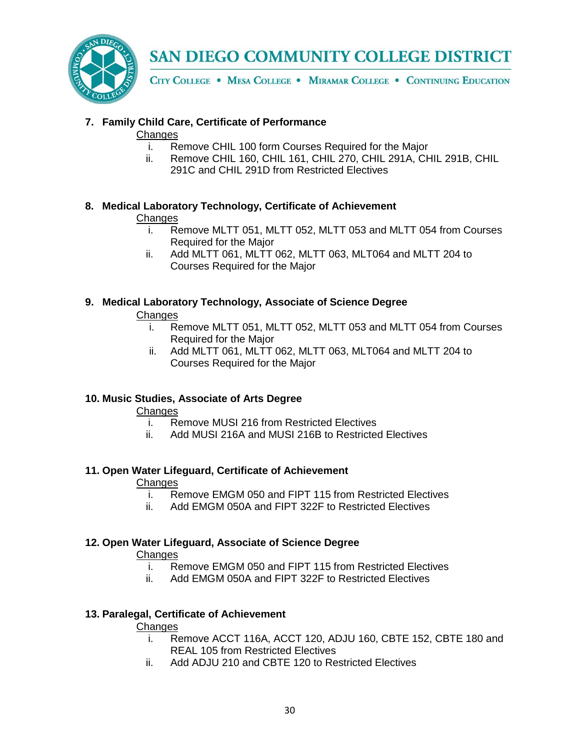**7. Family Child Care, Certificate of Performance**

Changes

i. Remove CHIL 100 form Courses Required for the Major
ii. Remove CHIL 160, CHIL 161, CHIL 270, CHIL 291A, CHIL 291B, CHIL 291C and CHIL 291D from Restricted Electives

**8. Medical Laboratory Technology, Certificate of Achievement**

Changes

i. Remove MLTT 051, MLTT 052, MLTT 053 and MLTT 054 from Courses Required for the Major
ii. Add MLTT 061, MLTT 062, MLTT 063, MLT064 and MLTT 204 to Courses Required for the Major

**9. Medical Laboratory Technology, Associate of Science Degree**

Changes

i. Remove MLTT 051, MLTT 052, MLTT 053 and MLTT 054 from Courses Required for the Major
ii. Add MLTT 061, MLTT 062, MLTT 063, MLT064 and MLTT 204 to Courses Required for the Major

**10. Music Studies, Associate of Arts Degree**

Changes

i. Remove MUSI 216 from Restricted Electives
ii. Add MUSI 216A and MUSI 216B to Restricted Electives

**11. Open Water Lifeguard, Certificate of Achievement**

Changes

i. Remove EMGM 050 and FIPT 115 from Restricted Electives
ii. Add EMGM 050A and FIPT 322F to Restricted Electives

**12. Open Water Lifeguard, Associate of Science Degree**

Changes

i. Remove EMGM 050 and FIPT 115 from Restricted Electives
ii. Add EMGM 050A and FIPT 322F to Restricted Electives

**13. Paralegal, Certificate of Achievement**

Changes

i. Remove ACCT 116A, ACCT 120, ADJU 160, CBTE 152, CBTE 180 and REAL 105 from Restricted Electives
ii. Add ADJU 210 and CBTE 120 to Restricted Electives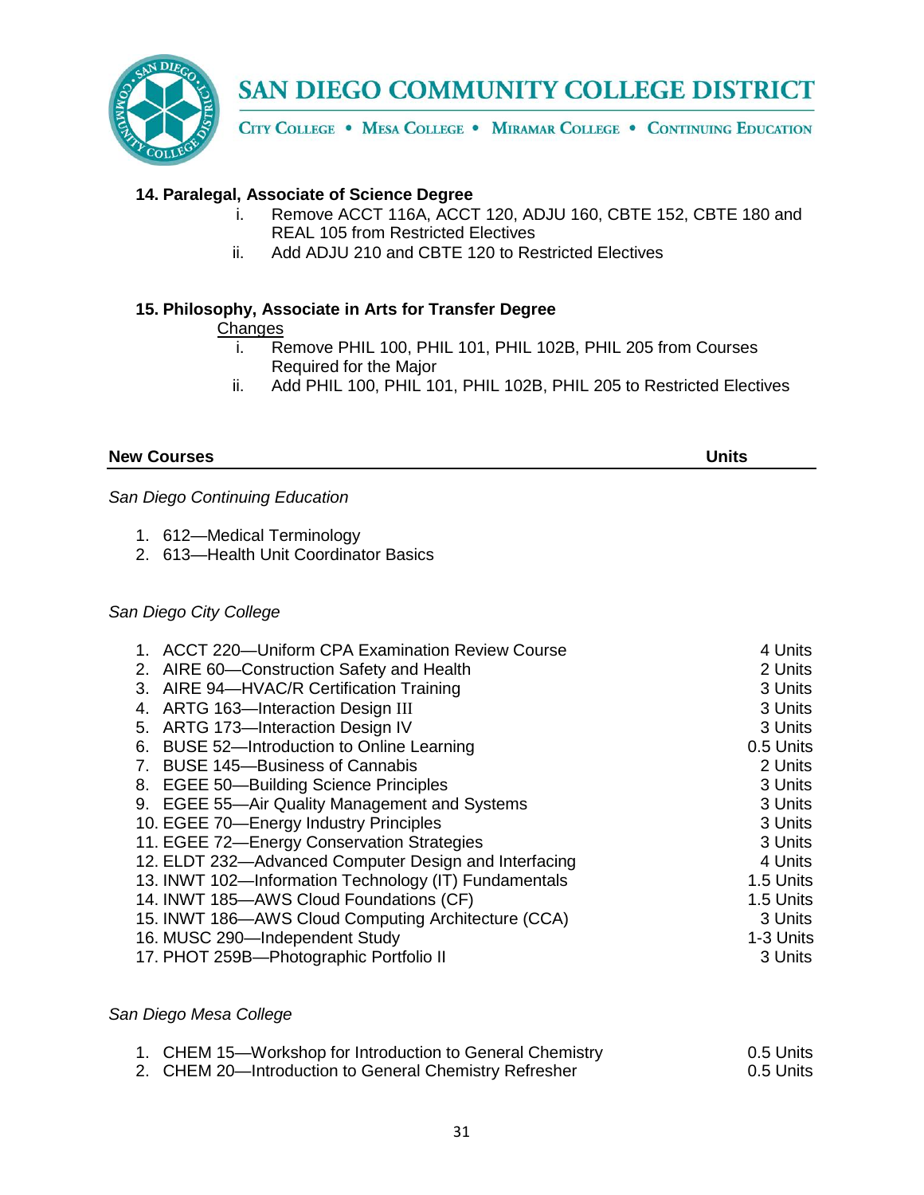**14. Paralegal, Associate of Science Degree**

i. Remove ACCT 116A, ACCT 120, ADJU 160, CBTE 152, CBTE 180 and REAL 105 from Restricted Electives
ii. Add ADJU 210 and CBTE 120 to Restricted Electives

**15. Philosophy, Associate in Arts for Transfer Degree**

Changes

i. Remove PHIL 100, PHIL 101, PHIL 102B, PHIL 205 from Courses Required for the Major
ii. Add PHIL 100, PHIL 101, PHIL 102B, PHIL 205 to Restricted Electives

| New Courses | Units |
|---|---|

*San Diego Continuing Education*

1. 612—Medical Terminology
2. 613—Health Unit Coordinator Basics

*San Diego City College*

| Course | Units |
|---|---|
| 1. ACCT 220—Uniform CPA Examination Review Course | 4 Units |
| 2. AIRE 60—Construction Safety and Health | 2 Units |
| 3. AIRE 94—HVAC/R Certification Training | 3 Units |
| 4. ARTG 163—Interaction Design III | 3 Units |
| 5. ARTG 173—Interaction Design IV | 3 Units |
| 6. BUSE 52—Introduction to Online Learning | 0.5 Units |
| 7. BUSE 145—Business of Cannabis | 2 Units |
| 8. EGEE 50—Building Science Principles | 3 Units |
| 9. EGEE 55—Air Quality Management and Systems | 3 Units |
| 10. EGEE 70—Energy Industry Principles | 3 Units |
| 11. EGEE 72—Energy Conservation Strategies | 3 Units |
| 12. ELDT 232—Advanced Computer Design and Interfacing | 4 Units |
| 13. INWT 102—Information Technology (IT) Fundamentals | 1.5 Units |
| 14. INWT 185—AWS Cloud Foundations (CF) | 1.5 Units |
| 15. INWT 186—AWS Cloud Computing Architecture (CCA) | 3 Units |
| 16. MUSC 290—Independent Study | 1-3 Units |
| 17. PHOT 259B—Photographic Portfolio II | 3 Units |

*San Diego Mesa College*

| Course | Units |
|---|---|
| 1. CHEM 15—Workshop for Introduction to General Chemistry | 0.5 Units |
| 2. CHEM 20—Introduction to General Chemistry Refresher | 0.5 Units |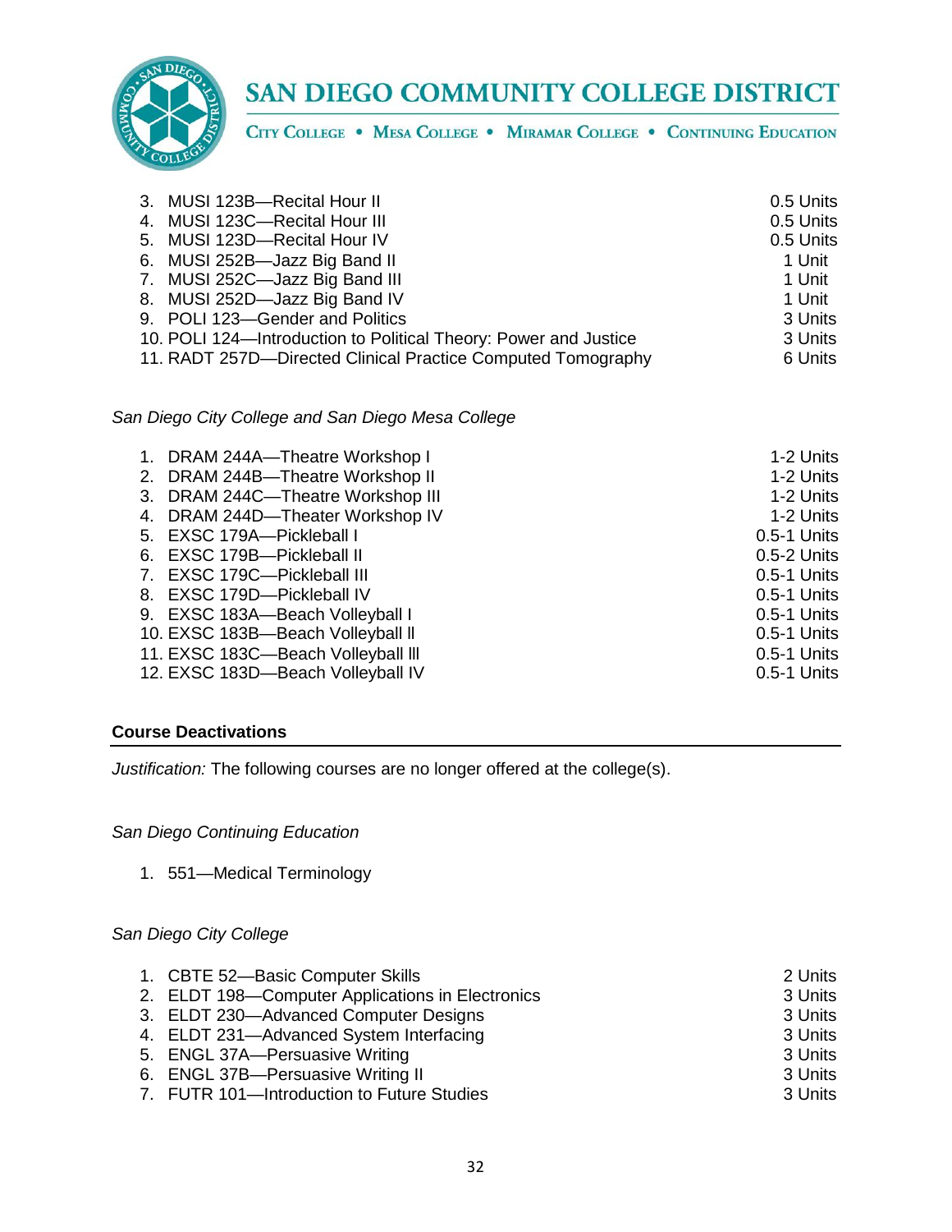3. MUSI 123B—Recital Hour II — 0.5 Units
4. MUSI 123C—Recital Hour III — 0.5 Units
5. MUSI 123D—Recital Hour IV — 0.5 Units
6. MUSI 252B—Jazz Big Band II — 1 Unit
7. MUSI 252C—Jazz Big Band III — 1 Unit
8. MUSI 252D—Jazz Big Band IV — 1 Unit
9. POLI 123—Gender and Politics — 3 Units
10. POLI 124—Introduction to Political Theory: Power and Justice — 3 Units
11. RADT 257D—Directed Clinical Practice Computed Tomography — 6 Units

*San Diego City College and San Diego Mesa College*

1. DRAM 244A—Theatre Workshop I — 1-2 Units
2. DRAM 244B—Theatre Workshop II — 1-2 Units
3. DRAM 244C—Theatre Workshop III — 1-2 Units
4. DRAM 244D—Theater Workshop IV — 1-2 Units
5. EXSC 179A—Pickleball I — 0.5-1 Units
6. EXSC 179B—Pickleball II — 0.5-2 Units
7. EXSC 179C—Pickleball III — 0.5-1 Units
8. EXSC 179D—Pickleball IV — 0.5-1 Units
9. EXSC 183A—Beach Volleyball I — 0.5-1 Units
10. EXSC 183B—Beach Volleyball II — 0.5-1 Units
11. EXSC 183C—Beach Volleyball III — 0.5-1 Units
12. EXSC 183D—Beach Volleyball IV — 0.5-1 Units

## Course Deactivations

*Justification:* The following courses are no longer offered at the college(s).

*San Diego Continuing Education*

1. 551—Medical Terminology

*San Diego City College*

1. CBTE 52—Basic Computer Skills — 2 Units
2. ELDT 198—Computer Applications in Electronics — 3 Units
3. ELDT 230—Advanced Computer Designs — 3 Units
4. ELDT 231—Advanced System Interfacing — 3 Units
5. ENGL 37A—Persuasive Writing — 3 Units
6. ENGL 37B—Persuasive Writing II — 3 Units
7. FUTR 101—Introduction to Future Studies — 3 Units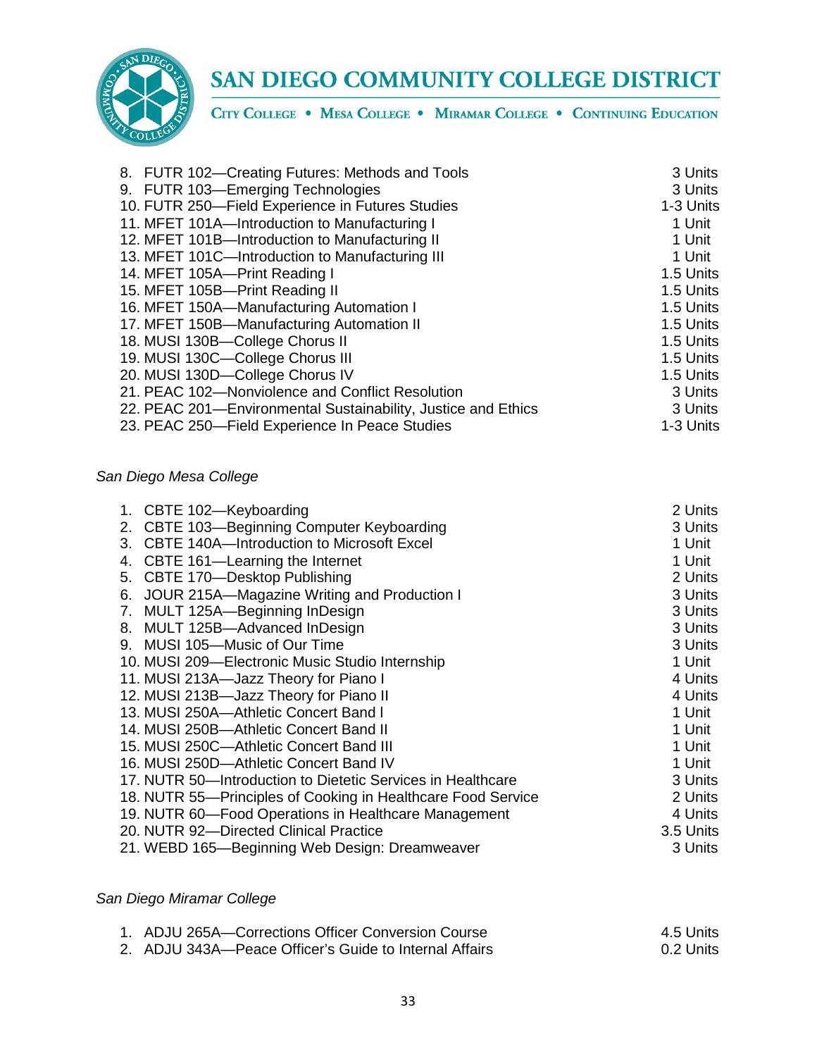8. FUTR 102—Creating Futures: Methods and Tools — 3 Units
9. FUTR 103—Emerging Technologies — 3 Units
10. FUTR 250—Field Experience in Futures Studies — 1-3 Units
11. MFET 101A—Introduction to Manufacturing I — 1 Unit
12. MFET 101B—Introduction to Manufacturing II — 1 Unit
13. MFET 101C—Introduction to Manufacturing III — 1 Unit
14. MFET 105A—Print Reading I — 1.5 Units
15. MFET 105B—Print Reading II — 1.5 Units
16. MFET 150A—Manufacturing Automation I — 1.5 Units
17. MFET 150B—Manufacturing Automation II — 1.5 Units
18. MUSI 130B—College Chorus II — 1.5 Units
19. MUSI 130C—College Chorus III — 1.5 Units
20. MUSI 130D—College Chorus IV — 1.5 Units
21. PEAC 102—Nonviolence and Conflict Resolution — 3 Units
22. PEAC 201—Environmental Sustainability, Justice and Ethics — 3 Units
23. PEAC 250—Field Experience In Peace Studies — 1-3 Units

*San Diego Mesa College*

1. CBTE 102—Keyboarding — 2 Units
2. CBTE 103—Beginning Computer Keyboarding — 3 Units
3. CBTE 140A—Introduction to Microsoft Excel — 1 Unit
4. CBTE 161—Learning the Internet — 1 Unit
5. CBTE 170—Desktop Publishing — 2 Units
6. JOUR 215A—Magazine Writing and Production I — 3 Units
7. MULT 125A—Beginning InDesign — 3 Units
8. MULT 125B—Advanced InDesign — 3 Units
9. MUSI 105—Music of Our Time — 3 Units
10. MUSI 209—Electronic Music Studio Internship — 1 Unit
11. MUSI 213A—Jazz Theory for Piano I — 4 Units
12. MUSI 213B—Jazz Theory for Piano II — 4 Units
13. MUSI 250A—Athletic Concert Band I — 1 Unit
14. MUSI 250B—Athletic Concert Band II — 1 Unit
15. MUSI 250C—Athletic Concert Band III — 1 Unit
16. MUSI 250D—Athletic Concert Band IV — 1 Unit
17. NUTR 50—Introduction to Dietetic Services in Healthcare — 3 Units
18. NUTR 55—Principles of Cooking in Healthcare Food Service — 2 Units
19. NUTR 60—Food Operations in Healthcare Management — 4 Units
20. NUTR 92—Directed Clinical Practice — 3.5 Units
21. WEBD 165—Beginning Web Design: Dreamweaver — 3 Units

*San Diego Miramar College*

1. ADJU 265A—Corrections Officer Conversion Course — 4.5 Units
2. ADJU 343A—Peace Officer's Guide to Internal Affairs — 0.2 Units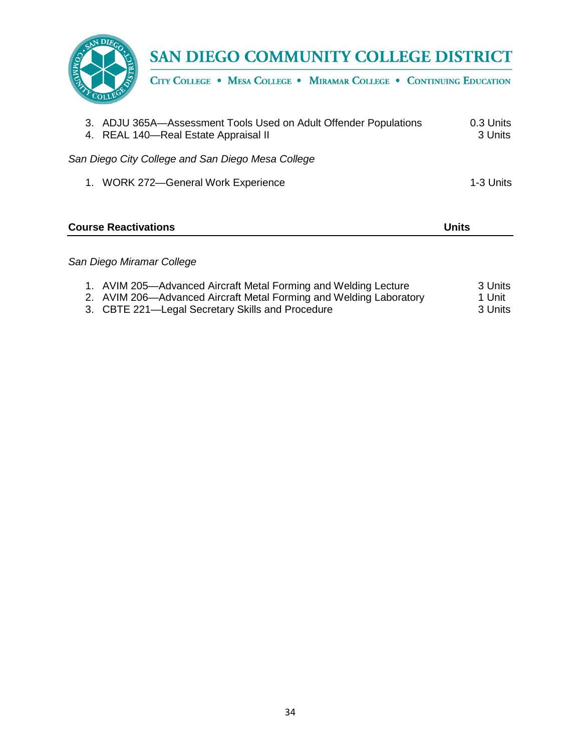3. ADJU 365A—Assessment Tools Used on Adult Offender Populations — 0.3 Units
4. REAL 140—Real Estate Appraisal II — 3 Units

*San Diego City College and San Diego Mesa College*

1. WORK 272—General Work Experience — 1-3 Units

| **Course Reactivations** | **Units** |
|---|---|

*San Diego Miramar College*

1. AVIM 205—Advanced Aircraft Metal Forming and Welding Lecture — 3 Units
2. AVIM 206—Advanced Aircraft Metal Forming and Welding Laboratory — 1 Unit
3. CBTE 221—Legal Secretary Skills and Procedure — 3 Units